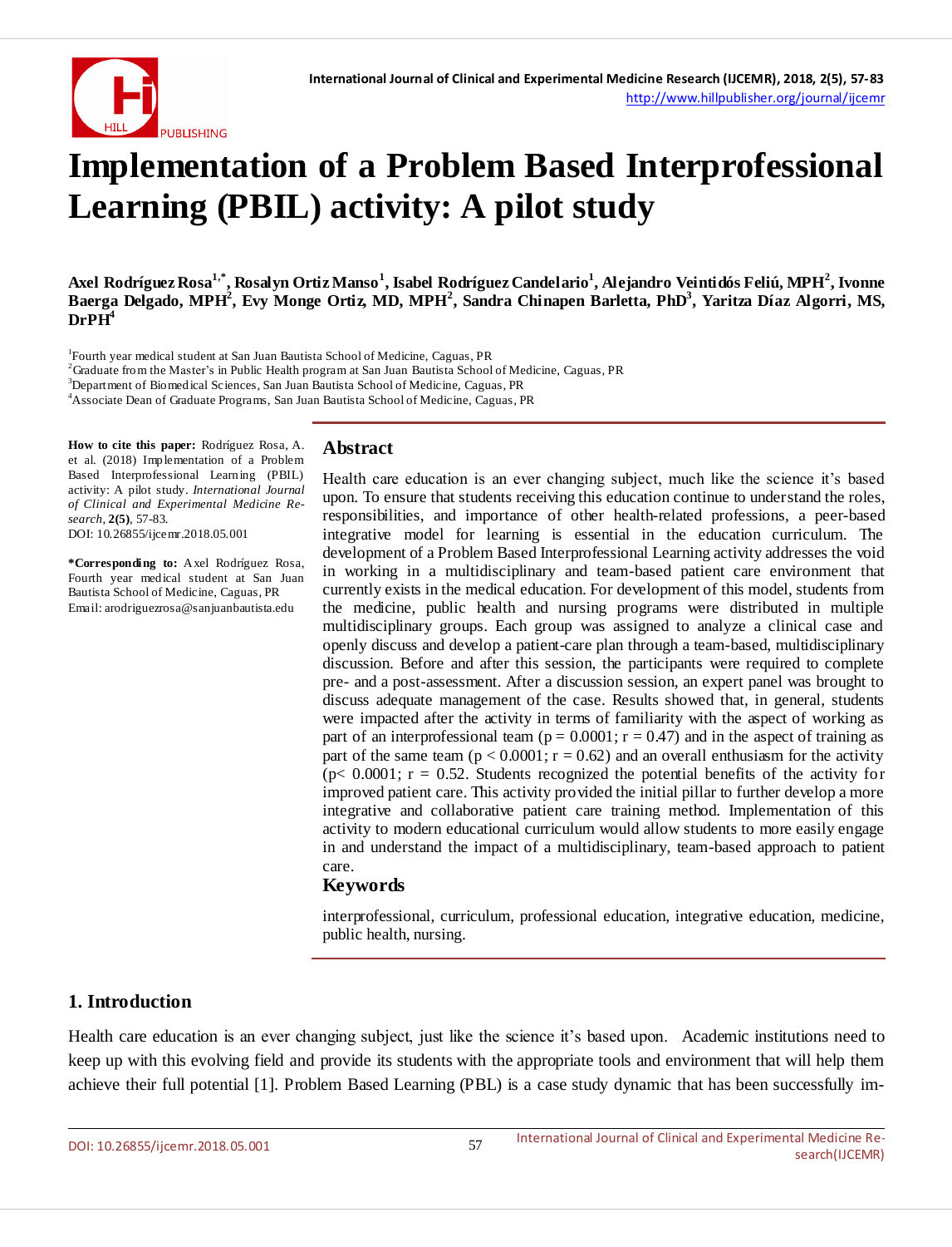# Implementation of a Problem Based Interprofessional Learning (PBIL) activity: A pilot study

**Axel Rodríguez Rosa[1,*], Rosalyn Ortiz Manso[1], Isabel Rodríguez Candelario[1], Alejandro Veintidós Feliú, MPH[2], Ivonne Baerga Delgado, MPH[2], Evy Monge Ortiz, MD, MPH[2], Sandra Chinapen Barletta, PhD[3], Yaritza Díaz Algorri, MS, DrPH[4]**

[1]Fourth year medical student at San Juan Bautista School of Medicine, Caguas, PR
[2]Graduate from the Master's in Public Health program at San Juan Bautista School of Medicine, Caguas, PR
[3]Department of Biomedical Sciences, San Juan Bautista School of Medicine, Caguas, PR
[4]Associate Dean of Graduate Programs, San Juan Bautista School of Medicine, Caguas, PR

**How to cite this paper:** Rodríguez Rosa, A. et al. (2018) Implementation of a Problem Based Interprofessional Learning (PBIL) activity: A pilot study. *International Journal of Clinical and Experimental Medicine Research*, **2(5)**, 57-83.
DOI: 10.26855/ijcemr.2018.05.001

**\*Corresponding to:** Axel Rodríguez Rosa, Fourth year medical student at San Juan Bautista School of Medicine, Caguas, PR
Email: arodriguezrosa@sanjuanbautista.edu

## Abstract

Health care education is an ever changing subject, much like the science it's based upon. To ensure that students receiving this education continue to understand the roles, responsibilities, and importance of other health-related professions, a peer-based integrative model for learning is essential in the education curriculum. The development of a Problem Based Interprofessional Learning activity addresses the void in working in a multidisciplinary and team-based patient care environment that currently exists in the medical education. For development of this model, students from the medicine, public health and nursing programs were distributed in multiple multidisciplinary groups. Each group was assigned to analyze a clinical case and openly discuss and develop a patient-care plan through a team-based, multidisciplinary discussion. Before and after this session, the participants were required to complete pre- and a post-assessment. After a discussion session, an expert panel was brought to discuss adequate management of the case. Results showed that, in general, students were impacted after the activity in terms of familiarity with the aspect of working as part of an interprofessional team ($p = 0.0001$; $r = 0.47$) and in the aspect of training as part of the same team ($p < 0.0001$; $r = 0.62$) and an overall enthusiasm for the activity ($p < 0.0001$; $r = 0.52$. Students recognized the potential benefits of the activity for improved patient care. This activity provided the initial pillar to further develop a more integrative and collaborative patient care training method. Implementation of this activity to modern educational curriculum would allow students to more easily engage in and understand the impact of a multidisciplinary, team-based approach to patient care.

## Keywords

interprofessional, curriculum, professional education, integrative education, medicine, public health, nursing.

## 1. Introduction

Health care education is an ever changing subject, just like the science it's based upon. Academic institutions need to keep up with this evolving field and provide its students with the appropriate tools and environment that will help them achieve their full potential [1]. Problem Based Learning (PBL) is a case study dynamic that has been successfully im-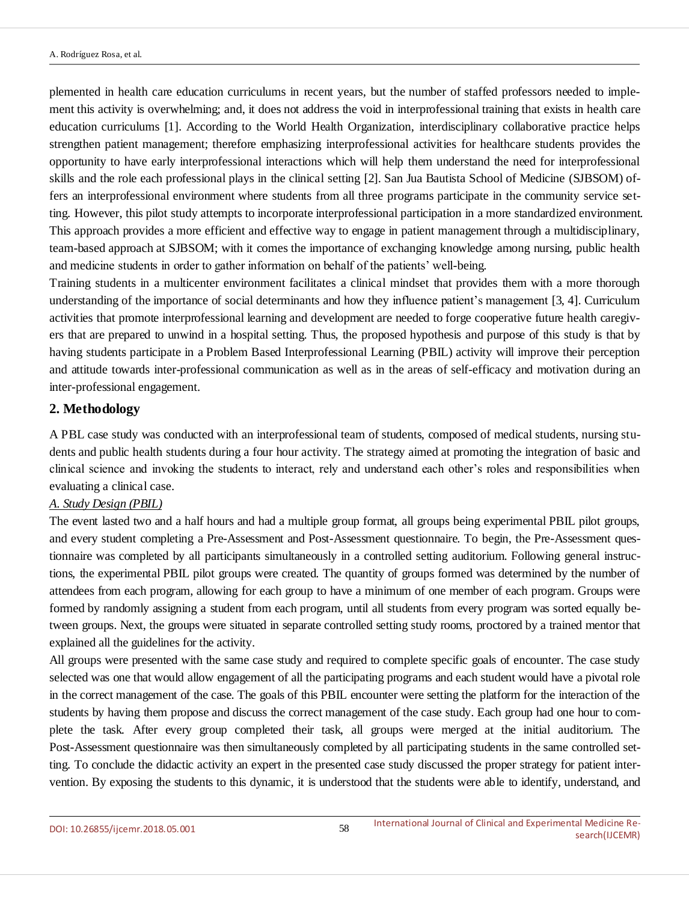plemented in health care education curriculums in recent years, but the number of staffed professors needed to implement this activity is overwhelming; and, it does not address the void in interprofessional training that exists in health care education curriculums [1]. According to the World Health Organization, interdisciplinary collaborative practice helps strengthen patient management; therefore emphasizing interprofessional activities for healthcare students provides the opportunity to have early interprofessional interactions which will help them understand the need for interprofessional skills and the role each professional plays in the clinical setting [2]. San Jua Bautista School of Medicine (SJBSOM) offers an interprofessional environment where students from all three programs participate in the community service setting. However, this pilot study attempts to incorporate interprofessional participation in a more standardized environment. This approach provides a more efficient and effective way to engage in patient management through a multidisciplinary, team-based approach at SJBSOM; with it comes the importance of exchanging knowledge among nursing, public health and medicine students in order to gather information on behalf of the patients' well-being.

Training students in a multicenter environment facilitates a clinical mindset that provides them with a more thorough understanding of the importance of social determinants and how they influence patient's management [3, 4]. Curriculum activities that promote interprofessional learning and development are needed to forge cooperative future health caregivers that are prepared to unwind in a hospital setting. Thus, the proposed hypothesis and purpose of this study is that by having students participate in a Problem Based Interprofessional Learning (PBIL) activity will improve their perception and attitude towards inter-professional communication as well as in the areas of self-efficacy and motivation during an inter-professional engagement.

## 2. Methodology

A PBL case study was conducted with an interprofessional team of students, composed of medical students, nursing students and public health students during a four hour activity. The strategy aimed at promoting the integration of basic and clinical science and invoking the students to interact, rely and understand each other's roles and responsibilities when evaluating a clinical case.

### *A. Study Design (PBIL)*

The event lasted two and a half hours and had a multiple group format, all groups being experimental PBIL pilot groups, and every student completing a Pre-Assessment and Post-Assessment questionnaire. To begin, the Pre-Assessment questionnaire was completed by all participants simultaneously in a controlled setting auditorium. Following general instructions, the experimental PBIL pilot groups were created. The quantity of groups formed was determined by the number of attendees from each program, allowing for each group to have a minimum of one member of each program. Groups were formed by randomly assigning a student from each program, until all students from every program was sorted equally between groups. Next, the groups were situated in separate controlled setting study rooms, proctored by a trained mentor that explained all the guidelines for the activity.

All groups were presented with the same case study and required to complete specific goals of encounter. The case study selected was one that would allow engagement of all the participating programs and each student would have a pivotal role in the correct management of the case. The goals of this PBIL encounter were setting the platform for the interaction of the students by having them propose and discuss the correct management of the case study. Each group had one hour to complete the task. After every group completed their task, all groups were merged at the initial auditorium. The Post-Assessment questionnaire was then simultaneously completed by all participating students in the same controlled setting. To conclude the didactic activity an expert in the presented case study discussed the proper strategy for patient intervention. By exposing the students to this dynamic, it is understood that the students were able to identify, understand, and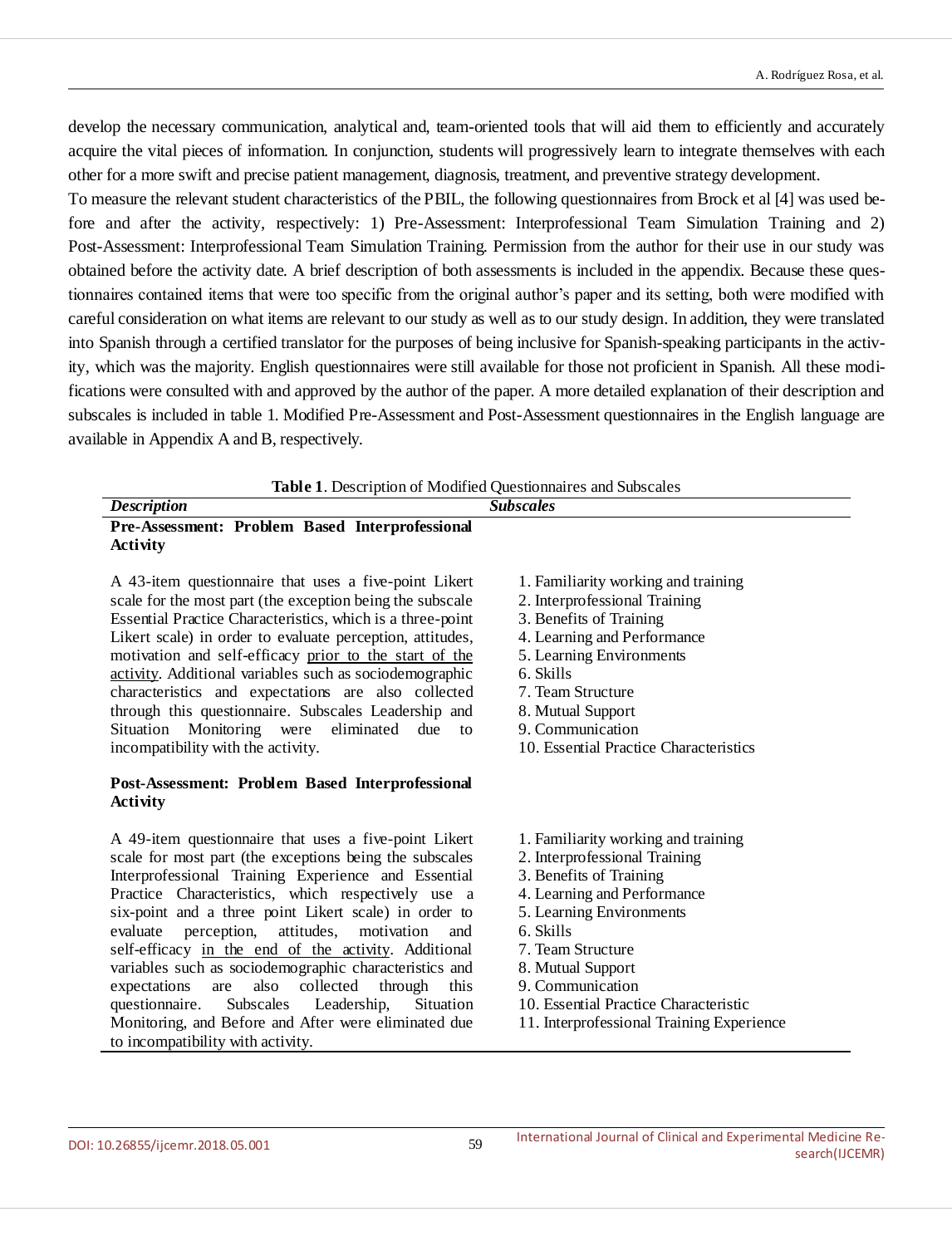develop the necessary communication, analytical and, team-oriented tools that will aid them to efficiently and accurately acquire the vital pieces of information. In conjunction, students will progressively learn to integrate themselves with each other for a more swift and precise patient management, diagnosis, treatment, and preventive strategy development.

To measure the relevant student characteristics of the PBIL, the following questionnaires from Brock et al [4] was used before and after the activity, respectively: 1) Pre-Assessment: Interprofessional Team Simulation Training and 2) Post-Assessment: Interprofessional Team Simulation Training. Permission from the author for their use in our study was obtained before the activity date. A brief description of both assessments is included in the appendix. Because these questionnaires contained items that were too specific from the original author's paper and its setting, both were modified with careful consideration on what items are relevant to our study as well as to our study design. In addition, they were translated into Spanish through a certified translator for the purposes of being inclusive for Spanish-speaking participants in the activity, which was the majority. English questionnaires were still available for those not proficient in Spanish. All these modifications were consulted with and approved by the author of the paper. A more detailed explanation of their description and subscales is included in table 1. Modified Pre-Assessment and Post-Assessment questionnaires in the English language are available in Appendix A and B, respectively.

**Table 1**. Description of Modified Questionnaires and Subscales

| *Description* | *Subscales* |
|---|---|
| **Pre-Assessment: Problem Based Interprofessional Activity** | |
| A 43-item questionnaire that uses a five-point Likert scale for the most part (the exception being the subscale Essential Practice Characteristics, which is a three-point Likert scale) in order to evaluate perception, attitudes, motivation and self-efficacy <u>prior to the start of the activity</u>. Additional variables such as sociodemographic characteristics and expectations are also collected through this questionnaire. Subscales Leadership and Situation Monitoring were eliminated due to incompatibility with the activity. | 1. Familiarity working and training<br>2. Interprofessional Training<br>3. Benefits of Training<br>4. Learning and Performance<br>5. Learning Environments<br>6. Skills<br>7. Team Structure<br>8. Mutual Support<br>9. Communication<br>10. Essential Practice Characteristics |
| **Post-Assessment: Problem Based Interprofessional Activity** | |
| A 49-item questionnaire that uses a five-point Likert scale for most part (the exceptions being the subscales Interprofessional Training Experience and Essential Practice Characteristics, which respectively use a six-point and a three point Likert scale) in order to evaluate perception, attitudes, motivation and self-efficacy <u>in the end of the activity</u>. Additional variables such as sociodemographic characteristics and expectations are also collected through this questionnaire. Subscales Leadership, Situation Monitoring, and Before and After were eliminated due to incompatibility with activity. | 1. Familiarity working and training<br>2. Interprofessional Training<br>3. Benefits of Training<br>4. Learning and Performance<br>5. Learning Environments<br>6. Skills<br>7. Team Structure<br>8. Mutual Support<br>9. Communication<br>10. Essential Practice Characteristic<br>11. Interprofessional Training Experience |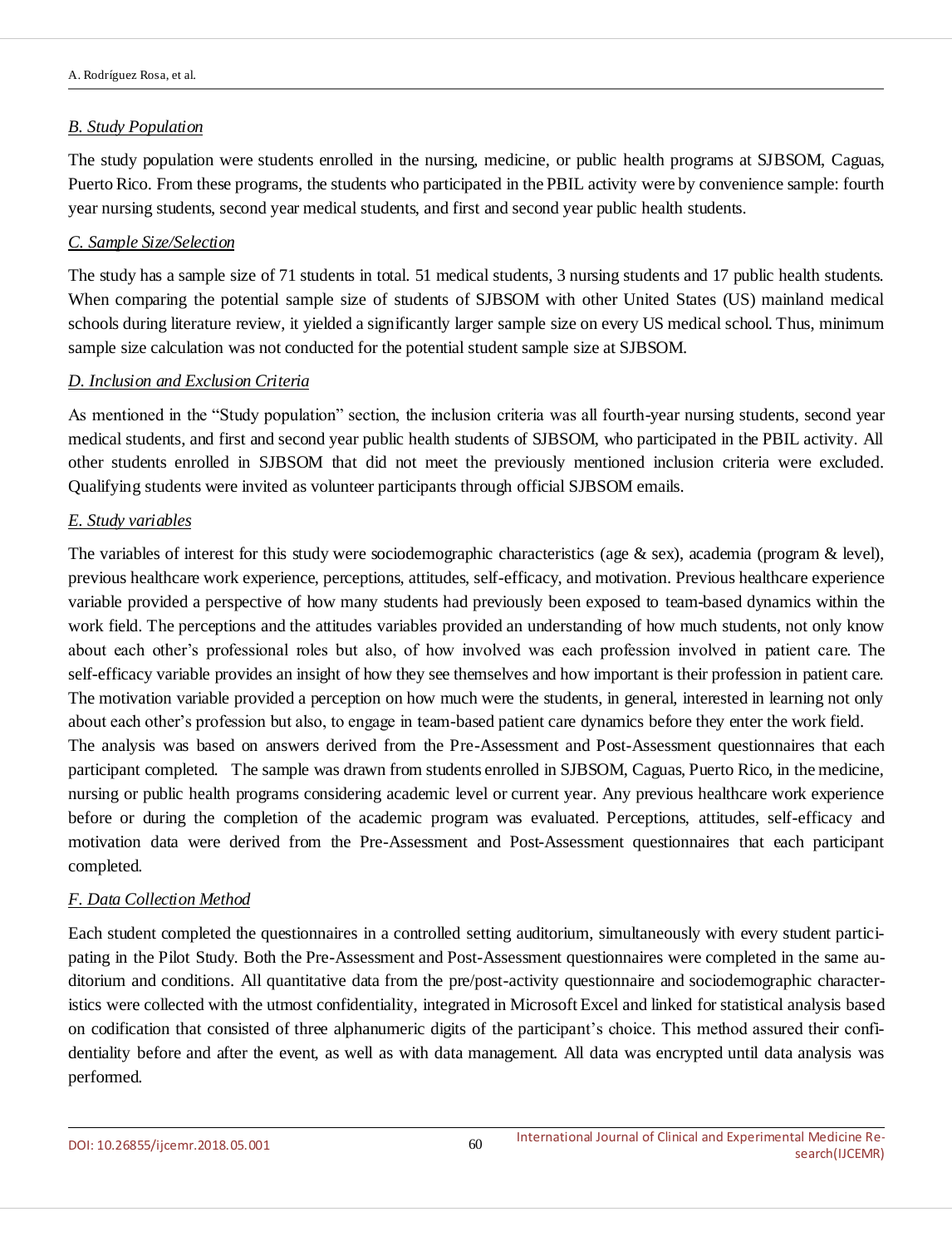### *B. Study Population*

The study population were students enrolled in the nursing, medicine, or public health programs at SJBSOM, Caguas, Puerto Rico. From these programs, the students who participated in the PBIL activity were by convenience sample: fourth year nursing students, second year medical students, and first and second year public health students.

### *C. Sample Size/Selection*

The study has a sample size of 71 students in total. 51 medical students, 3 nursing students and 17 public health students. When comparing the potential sample size of students of SJBSOM with other United States (US) mainland medical schools during literature review, it yielded a significantly larger sample size on every US medical school. Thus, minimum sample size calculation was not conducted for the potential student sample size at SJBSOM.

### *D. Inclusion and Exclusion Criteria*

As mentioned in the "Study population" section, the inclusion criteria was all fourth-year nursing students, second year medical students, and first and second year public health students of SJBSOM, who participated in the PBIL activity. All other students enrolled in SJBSOM that did not meet the previously mentioned inclusion criteria were excluded. Qualifying students were invited as volunteer participants through official SJBSOM emails.

### *E. Study variables*

The variables of interest for this study were sociodemographic characteristics (age & sex), academia (program & level), previous healthcare work experience, perceptions, attitudes, self-efficacy, and motivation. Previous healthcare experience variable provided a perspective of how many students had previously been exposed to team-based dynamics within the work field. The perceptions and the attitudes variables provided an understanding of how much students, not only know about each other's professional roles but also, of how involved was each profession involved in patient care. The self-efficacy variable provides an insight of how they see themselves and how important is their profession in patient care. The motivation variable provided a perception on how much were the students, in general, interested in learning not only about each other's profession but also, to engage in team-based patient care dynamics before they enter the work field.

The analysis was based on answers derived from the Pre-Assessment and Post-Assessment questionnaires that each participant completed. The sample was drawn from students enrolled in SJBSOM, Caguas, Puerto Rico, in the medicine, nursing or public health programs considering academic level or current year. Any previous healthcare work experience before or during the completion of the academic program was evaluated. Perceptions, attitudes, self-efficacy and motivation data were derived from the Pre-Assessment and Post-Assessment questionnaires that each participant completed.

### *F. Data Collection Method*

Each student completed the questionnaires in a controlled setting auditorium, simultaneously with every student participating in the Pilot Study. Both the Pre-Assessment and Post-Assessment questionnaires were completed in the same auditorium and conditions. All quantitative data from the pre/post-activity questionnaire and sociodemographic characteristics were collected with the utmost confidentiality, integrated in Microsoft Excel and linked for statistical analysis based on codification that consisted of three alphanumeric digits of the participant's choice. This method assured their confidentiality before and after the event, as well as with data management. All data was encrypted until data analysis was performed.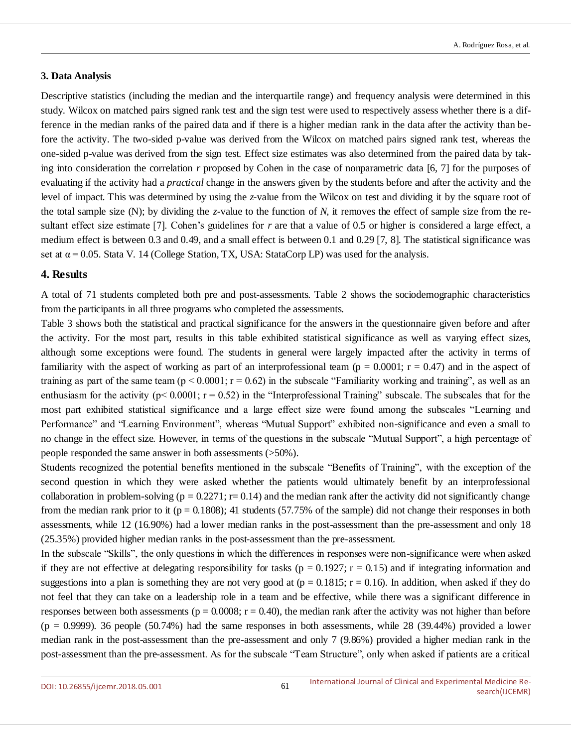## 3. Data Analysis

Descriptive statistics (including the median and the interquartile range) and frequency analysis were determined in this study. Wilcox on matched pairs signed rank test and the sign test were used to respectively assess whether there is a difference in the median ranks of the paired data and if there is a higher median rank in the data after the activity than before the activity. The two-sided p-value was derived from the Wilcox on matched pairs signed rank test, whereas the one-sided p-value was derived from the sign test. Effect size estimates was also determined from the paired data by taking into consideration the correlation *r* proposed by Cohen in the case of nonparametric data [6, 7] for the purposes of evaluating if the activity had a *practical* change in the answers given by the students before and after the activity and the level of impact. This was determined by using the *z*-value from the Wilcox on test and dividing it by the square root of the total sample size (N); by dividing the *z*-value to the function of *N*, it removes the effect of sample size from the resultant effect size estimate [7]. Cohen's guidelines for *r* are that a value of 0.5 or higher is considered a large effect, a medium effect is between 0.3 and 0.49, and a small effect is between 0.1 and 0.29 [7, 8]. The statistical significance was set at $\alpha = 0.05$. Stata V. 14 (College Station, TX, USA: StataCorp LP) was used for the analysis.

## 4. Results

A total of 71 students completed both pre and post-assessments. Table 2 shows the sociodemographic characteristics from the participants in all three programs who completed the assessments.

Table 3 shows both the statistical and practical significance for the answers in the questionnaire given before and after the activity. For the most part, results in this table exhibited statistical significance as well as varying effect sizes, although some exceptions were found. The students in general were largely impacted after the activity in terms of familiarity with the aspect of working as part of an interprofessional team ($p = 0.0001$; $r = 0.47$) and in the aspect of training as part of the same team ($p < 0.0001$; $r = 0.62$) in the subscale "Familiarity working and training", as well as an enthusiasm for the activity ($p< 0.0001$; $r = 0.52$) in the "Interprofessional Training" subscale. The subscales that for the most part exhibited statistical significance and a large effect size were found among the subscales "Learning and Performance" and "Learning Environment", whereas "Mutual Support" exhibited non-significance and even a small to no change in the effect size. However, in terms of the questions in the subscale "Mutual Support", a high percentage of people responded the same answer in both assessments (>50%).

Students recognized the potential benefits mentioned in the subscale "Benefits of Training", with the exception of the second question in which they were asked whether the patients would ultimately benefit by an interprofessional collaboration in problem-solving ($p = 0.2271$; $r= 0.14$) and the median rank after the activity did not significantly change from the median rank prior to it ($p = 0.1808$); 41 students (57.75% of the sample) did not change their responses in both assessments, while 12 (16.90%) had a lower median ranks in the post-assessment than the pre-assessment and only 18 (25.35%) provided higher median ranks in the post-assessment than the pre-assessment.

In the subscale "Skills", the only questions in which the differences in responses were non-significance were when asked if they are not effective at delegating responsibility for tasks ($p = 0.1927$; $r = 0.15$) and if integrating information and suggestions into a plan is something they are not very good at ($p = 0.1815$; $r = 0.16$). In addition, when asked if they do not feel that they can take on a leadership role in a team and be effective, while there was a significant difference in responses between both assessments ($p = 0.0008$; $r = 0.40$), the median rank after the activity was not higher than before ($p = 0.9999$). 36 people (50.74%) had the same responses in both assessments, while 28 (39.44%) provided a lower median rank in the post-assessment than the pre-assessment and only 7 (9.86%) provided a higher median rank in the post-assessment than the pre-assessment. As for the subscale "Team Structure", only when asked if patients are a critical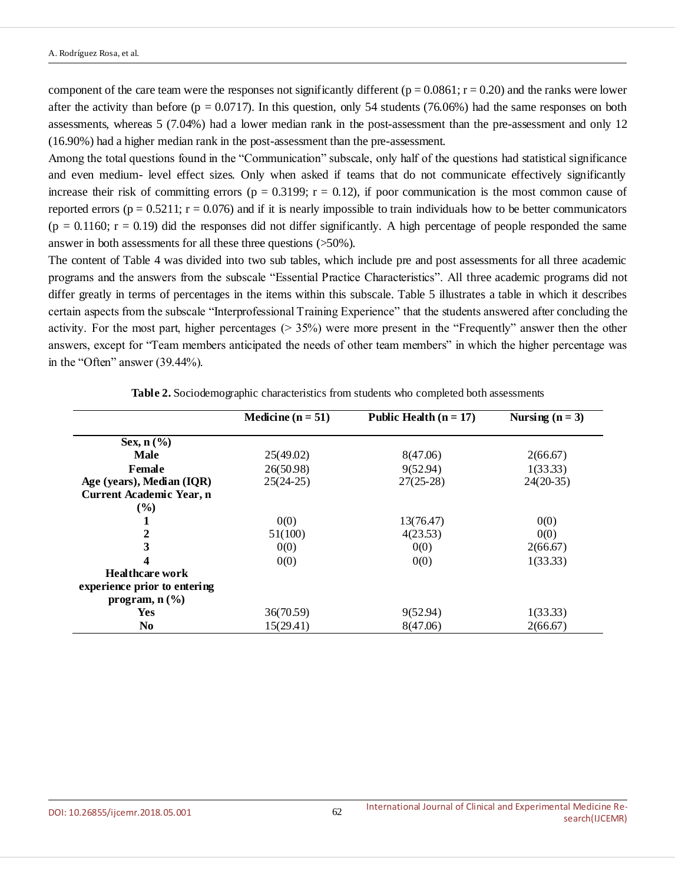component of the care team were the responses not significantly different ($p = 0.0861$; $r = 0.20$) and the ranks were lower after the activity than before ($p = 0.0717$). In this question, only 54 students (76.06%) had the same responses on both assessments, whereas 5 (7.04%) had a lower median rank in the post-assessment than the pre-assessment and only 12 (16.90%) had a higher median rank in the post-assessment than the pre-assessment.

Among the total questions found in the "Communication" subscale, only half of the questions had statistical significance and even medium- level effect sizes. Only when asked if teams that do not communicate effectively significantly increase their risk of committing errors ($p = 0.3199$; $r = 0.12$), if poor communication is the most common cause of reported errors ($p = 0.5211$; $r = 0.076$) and if it is nearly impossible to train individuals how to be better communicators ($p = 0.1160$; $r = 0.19$) did the responses did not differ significantly. A high percentage of people responded the same answer in both assessments for all these three questions (>50%).

The content of Table 4 was divided into two sub tables, which include pre and post assessments for all three academic programs and the answers from the subscale "Essential Practice Characteristics". All three academic programs did not differ greatly in terms of percentages in the items within this subscale. Table 5 illustrates a table in which it describes certain aspects from the subscale "Interprofessional Training Experience" that the students answered after concluding the activity. For the most part, higher percentages (> 35%) were more present in the "Frequently" answer then the other answers, except for "Team members anticipated the needs of other team members" in which the higher percentage was in the "Often" answer (39.44%).

**Table 2.** Sociodemographic characteristics from students who completed both assessments

| | Medicine (n = 51) | Public Health (n = 17) | Nursing (n = 3) |
|---|---|---|---|
| **Sex, n (%)** | | | |
| **Male** | 25(49.02) | 8(47.06) | 2(66.67) |
| **Female** | 26(50.98) | 9(52.94) | 1(33.33) |
| **Age (years), Median (IQR)** | 25(24-25) | 27(25-28) | 24(20-35) |
| **Current Academic Year, n (%)** | | | |
| **1** | 0(0) | 13(76.47) | 0(0) |
| **2** | 51(100) | 4(23.53) | 0(0) |
| **3** | 0(0) | 0(0) | 2(66.67) |
| **4** | 0(0) | 0(0) | 1(33.33) |
| **Healthcare work experience prior to entering program, n (%)** | | | |
| **Yes** | 36(70.59) | 9(52.94) | 1(33.33) |
| **No** | 15(29.41) | 8(47.06) | 2(66.67) |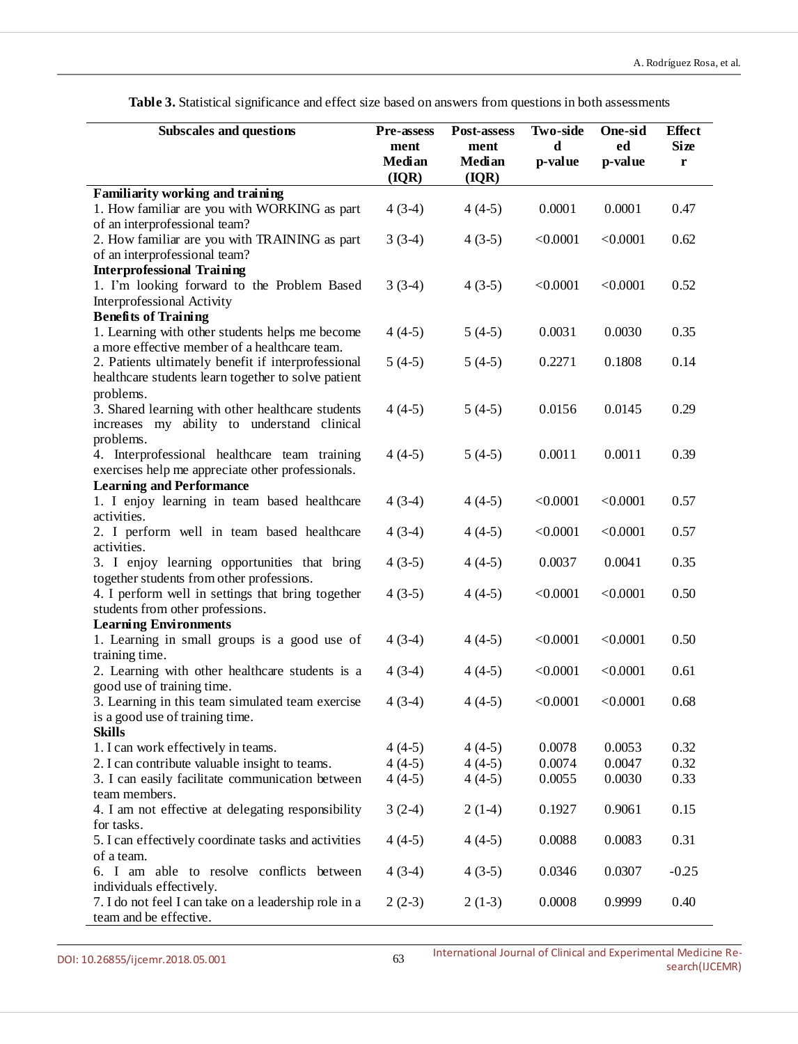**Table 3.** Statistical significance and effect size based on answers from questions in both assessments

| Subscales and questions | Pre-assessment Median (IQR) | Post-assessment Median (IQR) | Two-sided p-value | One-sided p-value | Effect Size r |
|---|---|---|---|---|---|
| **Familiarity working and training** | | | | | |
| 1. How familiar are you with WORKING as part of an interprofessional team? | 4 (3-4) | 4 (4-5) | 0.0001 | 0.0001 | 0.47 |
| 2. How familiar are you with TRAINING as part of an interprofessional team? | 3 (3-4) | 4 (3-5) | <0.0001 | <0.0001 | 0.62 |
| **Interprofessional Training** | | | | | |
| 1. I'm looking forward to the Problem Based Interprofessional Activity | 3 (3-4) | 4 (3-5) | <0.0001 | <0.0001 | 0.52 |
| **Benefits of Training** | | | | | |
| 1. Learning with other students helps me become a more effective member of a healthcare team. | 4 (4-5) | 5 (4-5) | 0.0031 | 0.0030 | 0.35 |
| 2. Patients ultimately benefit if interprofessional healthcare students learn together to solve patient problems. | 5 (4-5) | 5 (4-5) | 0.2271 | 0.1808 | 0.14 |
| 3. Shared learning with other healthcare students increases my ability to understand clinical problems. | 4 (4-5) | 5 (4-5) | 0.0156 | 0.0145 | 0.29 |
| 4. Interprofessional healthcare team training exercises help me appreciate other professionals. | 4 (4-5) | 5 (4-5) | 0.0011 | 0.0011 | 0.39 |
| **Learning and Performance** | | | | | |
| 1. I enjoy learning in team based healthcare activities. | 4 (3-4) | 4 (4-5) | <0.0001 | <0.0001 | 0.57 |
| 2. I perform well in team based healthcare activities. | 4 (3-4) | 4 (4-5) | <0.0001 | <0.0001 | 0.57 |
| 3. I enjoy learning opportunities that bring together students from other professions. | 4 (3-5) | 4 (4-5) | 0.0037 | 0.0041 | 0.35 |
| 4. I perform well in settings that bring together students from other professions. | 4 (3-5) | 4 (4-5) | <0.0001 | <0.0001 | 0.50 |
| **Learning Environments** | | | | | |
| 1. Learning in small groups is a good use of training time. | 4 (3-4) | 4 (4-5) | <0.0001 | <0.0001 | 0.50 |
| 2. Learning with other healthcare students is a good use of training time. | 4 (3-4) | 4 (4-5) | <0.0001 | <0.0001 | 0.61 |
| 3. Learning in this team simulated team exercise is a good use of training time. | 4 (3-4) | 4 (4-5) | <0.0001 | <0.0001 | 0.68 |
| **Skills** | | | | | |
| 1. I can work effectively in teams. | 4 (4-5) | 4 (4-5) | 0.0078 | 0.0053 | 0.32 |
| 2. I can contribute valuable insight to teams. | 4 (4-5) | 4 (4-5) | 0.0074 | 0.0047 | 0.32 |
| 3. I can easily facilitate communication between team members. | 4 (4-5) | 4 (4-5) | 0.0055 | 0.0030 | 0.33 |
| 4. I am not effective at delegating responsibility for tasks. | 3 (2-4) | 2 (1-4) | 0.1927 | 0.9061 | 0.15 |
| 5. I can effectively coordinate tasks and activities of a team. | 4 (4-5) | 4 (4-5) | 0.0088 | 0.0083 | 0.31 |
| 6. I am able to resolve conflicts between individuals effectively. | 4 (3-4) | 4 (3-5) | 0.0346 | 0.0307 | -0.25 |
| 7. I do not feel I can take on a leadership role in a team and be effective. | 2 (2-3) | 2 (1-3) | 0.0008 | 0.9999 | 0.40 |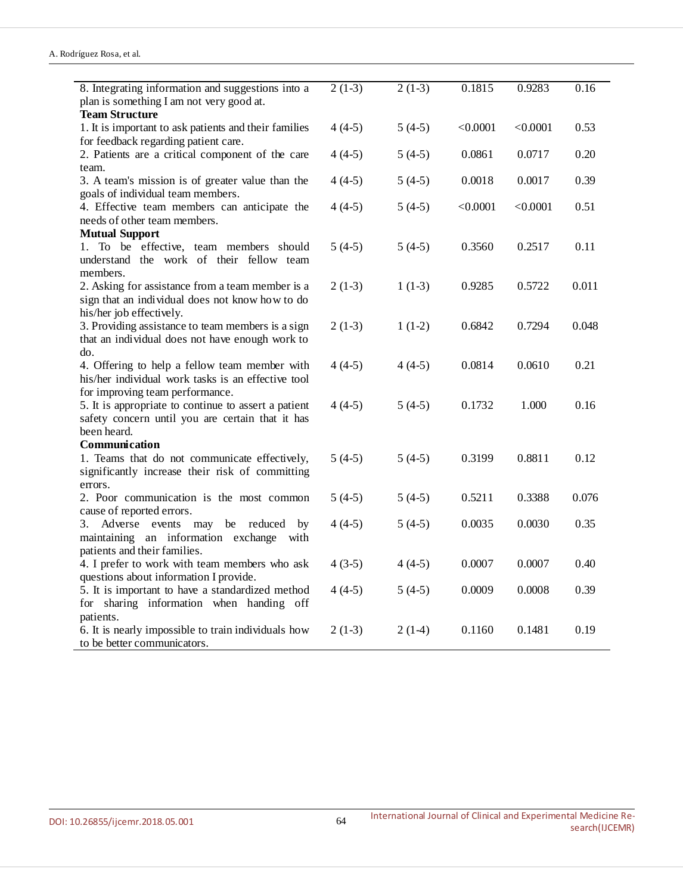| | | | | | |
|---|---|---|---|---|---|
| 8. Integrating information and suggestions into a plan is something I am not very good at. | 2 (1-3) | 2 (1-3) | 0.1815 | 0.9283 | 0.16 |
| **Team Structure** | | | | | |
| 1. It is important to ask patients and their families for feedback regarding patient care. | 4 (4-5) | 5 (4-5) | <0.0001 | <0.0001 | 0.53 |
| 2. Patients are a critical component of the care team. | 4 (4-5) | 5 (4-5) | 0.0861 | 0.0717 | 0.20 |
| 3. A team's mission is of greater value than the goals of individual team members. | 4 (4-5) | 5 (4-5) | 0.0018 | 0.0017 | 0.39 |
| 4. Effective team members can anticipate the needs of other team members. | 4 (4-5) | 5 (4-5) | <0.0001 | <0.0001 | 0.51 |
| **Mutual Support** | | | | | |
| 1. To be effective, team members should understand the work of their fellow team members. | 5 (4-5) | 5 (4-5) | 0.3560 | 0.2517 | 0.11 |
| 2. Asking for assistance from a team member is a sign that an individual does not know how to do his/her job effectively. | 2 (1-3) | 1 (1-3) | 0.9285 | 0.5722 | 0.011 |
| 3. Providing assistance to team members is a sign that an individual does not have enough work to do. | 2 (1-3) | 1 (1-2) | 0.6842 | 0.7294 | 0.048 |
| 4. Offering to help a fellow team member with his/her individual work tasks is an effective tool for improving team performance. | 4 (4-5) | 4 (4-5) | 0.0814 | 0.0610 | 0.21 |
| 5. It is appropriate to continue to assert a patient safety concern until you are certain that it has been heard. | 4 (4-5) | 5 (4-5) | 0.1732 | 1.000 | 0.16 |
| **Communication** | | | | | |
| 1. Teams that do not communicate effectively, significantly increase their risk of committing errors. | 5 (4-5) | 5 (4-5) | 0.3199 | 0.8811 | 0.12 |
| 2. Poor communication is the most common cause of reported errors. | 5 (4-5) | 5 (4-5) | 0.5211 | 0.3388 | 0.076 |
| 3. Adverse events may be reduced by maintaining an information exchange with patients and their families. | 4 (4-5) | 5 (4-5) | 0.0035 | 0.0030 | 0.35 |
| 4. I prefer to work with team members who ask questions about information I provide. | 4 (3-5) | 4 (4-5) | 0.0007 | 0.0007 | 0.40 |
| 5. It is important to have a standardized method for sharing information when handing off patients. | 4 (4-5) | 5 (4-5) | 0.0009 | 0.0008 | 0.39 |
| 6. It is nearly impossible to train individuals how to be better communicators. | 2 (1-3) | 2 (1-4) | 0.1160 | 0.1481 | 0.19 |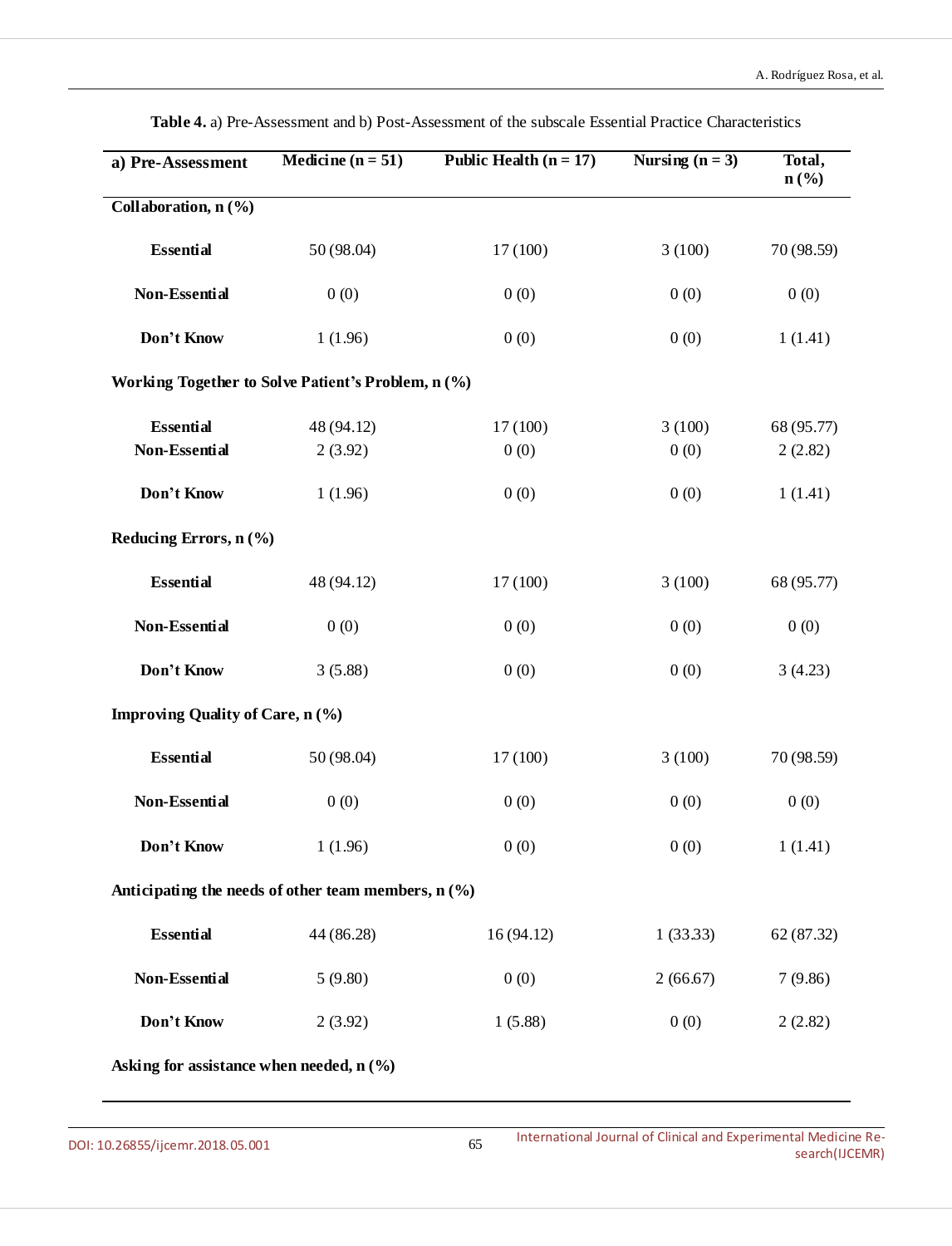**Table 4.** a) Pre-Assessment and b) Post-Assessment of the subscale Essential Practice Characteristics

| a) Pre-Assessment | Medicine (n = 51) | Public Health (n = 17) | Nursing (n = 3) | Total, n (%) |
|---|---|---|---|---|
| **Collaboration, n (%)** | | | | |
| **Essential** | 50 (98.04) | 17 (100) | 3 (100) | 70 (98.59) |
| **Non-Essential** | 0 (0) | 0 (0) | 0 (0) | 0 (0) |
| **Don't Know** | 1 (1.96) | 0 (0) | 0 (0) | 1 (1.41) |
| **Working Together to Solve Patient's Problem, n (%)** | | | | |
| **Essential** | 48 (94.12) | 17 (100) | 3 (100) | 68 (95.77) |
| **Non-Essential** | 2 (3.92) | 0 (0) | 0 (0) | 2 (2.82) |
| **Don't Know** | 1 (1.96) | 0 (0) | 0 (0) | 1 (1.41) |
| **Reducing Errors, n (%)** | | | | |
| **Essential** | 48 (94.12) | 17 (100) | 3 (100) | 68 (95.77) |
| **Non-Essential** | 0 (0) | 0 (0) | 0 (0) | 0 (0) |
| **Don't Know** | 3 (5.88) | 0 (0) | 0 (0) | 3 (4.23) |
| **Improving Quality of Care, n (%)** | | | | |
| **Essential** | 50 (98.04) | 17 (100) | 3 (100) | 70 (98.59) |
| **Non-Essential** | 0 (0) | 0 (0) | 0 (0) | 0 (0) |
| **Don't Know** | 1 (1.96) | 0 (0) | 0 (0) | 1 (1.41) |
| **Anticipating the needs of other team members, n (%)** | | | | |
| **Essential** | 44 (86.28) | 16 (94.12) | 1 (33.33) | 62 (87.32) |
| **Non-Essential** | 5 (9.80) | 0 (0) | 2 (66.67) | 7 (9.86) |
| **Don't Know** | 2 (3.92) | 1 (5.88) | 0 (0) | 2 (2.82) |
| **Asking for assistance when needed, n (%)** | | | | |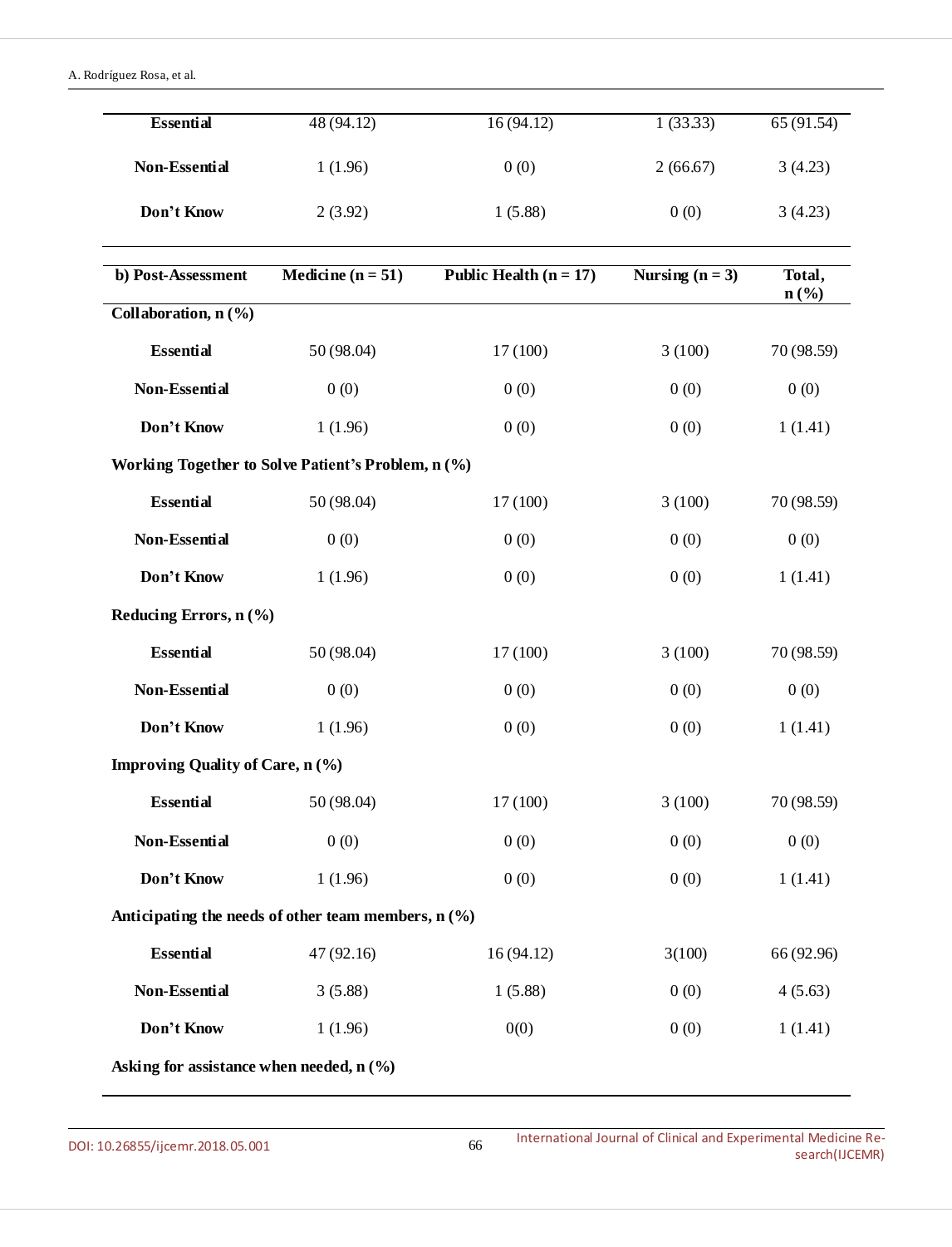| | | | | |
|---|---|---|---|---|
| **Essential** | 48 (94.12) | 16 (94.12) | 1 (33.33) | 65 (91.54) |
| **Non-Essential** | 1 (1.96) | 0 (0) | 2 (66.67) | 3 (4.23) |
| **Don't Know** | 2 (3.92) | 1 (5.88) | 0 (0) | 3 (4.23) |

| **b) Post-Assessment** | **Medicine (n = 51)** | **Public Health (n = 17)** | **Nursing (n = 3)** | **Total, n (%)** |
|---|---|---|---|---|
| **Collaboration, n (%)** | | | | |
| **Essential** | 50 (98.04) | 17 (100) | 3 (100) | 70 (98.59) |
| **Non-Essential** | 0 (0) | 0 (0) | 0 (0) | 0 (0) |
| **Don't Know** | 1 (1.96) | 0 (0) | 0 (0) | 1 (1.41) |
| **Working Together to Solve Patient's Problem, n (%)** | | | | |
| **Essential** | 50 (98.04) | 17 (100) | 3 (100) | 70 (98.59) |
| **Non-Essential** | 0 (0) | 0 (0) | 0 (0) | 0 (0) |
| **Don't Know** | 1 (1.96) | 0 (0) | 0 (0) | 1 (1.41) |
| **Reducing Errors, n (%)** | | | | |
| **Essential** | 50 (98.04) | 17 (100) | 3 (100) | 70 (98.59) |
| **Non-Essential** | 0 (0) | 0 (0) | 0 (0) | 0 (0) |
| **Don't Know** | 1 (1.96) | 0 (0) | 0 (0) | 1 (1.41) |
| **Improving Quality of Care, n (%)** | | | | |
| **Essential** | 50 (98.04) | 17 (100) | 3 (100) | 70 (98.59) |
| **Non-Essential** | 0 (0) | 0 (0) | 0 (0) | 0 (0) |
| **Don't Know** | 1 (1.96) | 0 (0) | 0 (0) | 1 (1.41) |
| **Anticipating the needs of other team members, n (%)** | | | | |
| **Essential** | 47 (92.16) | 16 (94.12) | 3(100) | 66 (92.96) |
| **Non-Essential** | 3 (5.88) | 1 (5.88) | 0 (0) | 4 (5.63) |
| **Don't Know** | 1 (1.96) | 0(0) | 0 (0) | 1 (1.41) |
| **Asking for assistance when needed, n (%)** | | | | |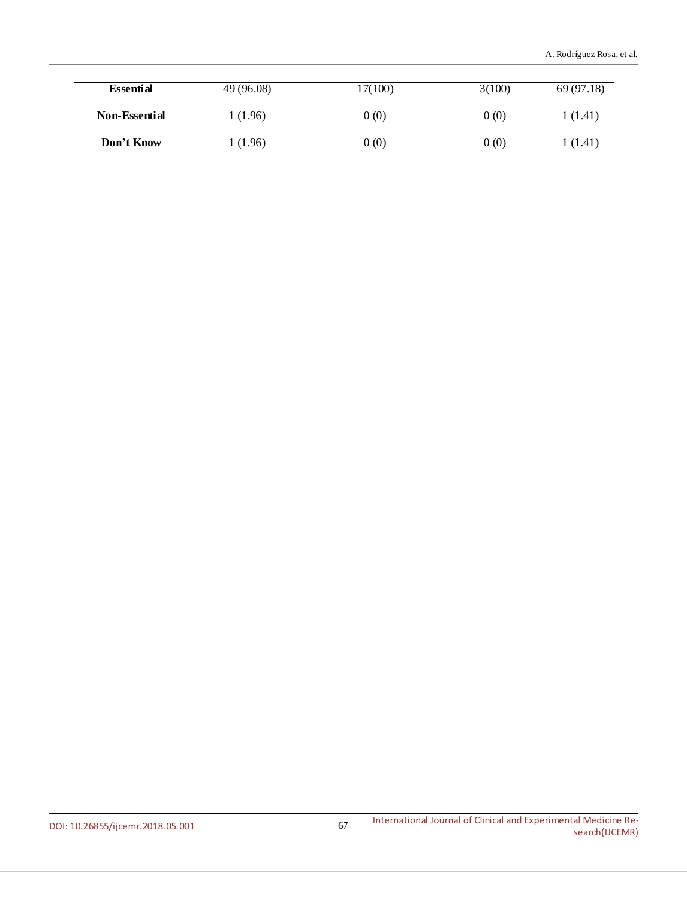| | | | | |
|---|---|---|---|---|
| **Essential** | 49 (96.08) | 17(100) | 3(100) | 69 (97.18) |
| **Non-Essential** | 1 (1.96) | 0 (0) | 0 (0) | 1 (1.41) |
| **Don't Know** | 1 (1.96) | 0 (0) | 0 (0) | 1 (1.41) |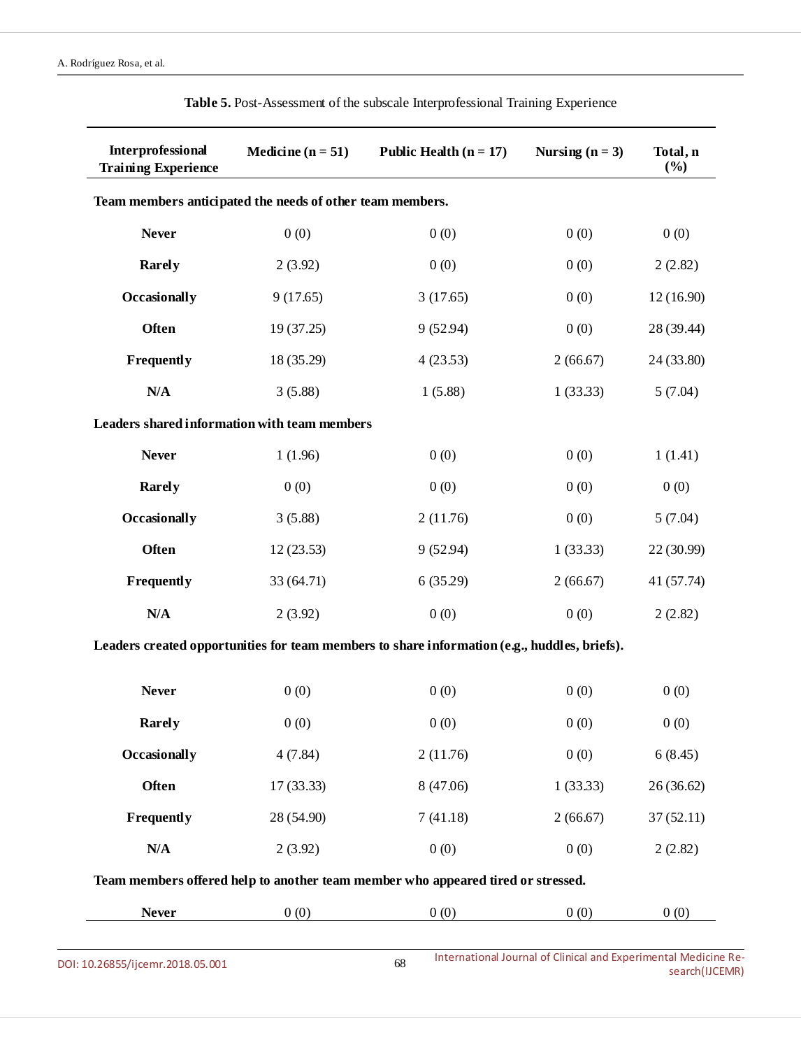**Table 5.** Post-Assessment of the subscale Interprofessional Training Experience

| Interprofessional Training Experience | Medicine (n = 51) | Public Health (n = 17) | Nursing (n = 3) | Total, n (%) |
|---|---|---|---|---|
| **Team members anticipated the needs of other team members.** | | | | |
| **Never** | 0 (0) | 0 (0) | 0 (0) | 0 (0) |
| **Rarely** | 2 (3.92) | 0 (0) | 0 (0) | 2 (2.82) |
| **Occasionally** | 9 (17.65) | 3 (17.65) | 0 (0) | 12 (16.90) |
| **Often** | 19 (37.25) | 9 (52.94) | 0 (0) | 28 (39.44) |
| **Frequently** | 18 (35.29) | 4 (23.53) | 2 (66.67) | 24 (33.80) |
| **N/A** | 3 (5.88) | 1 (5.88) | 1 (33.33) | 5 (7.04) |
| **Leaders shared information with team members** | | | | |
| **Never** | 1 (1.96) | 0 (0) | 0 (0) | 1 (1.41) |
| **Rarely** | 0 (0) | 0 (0) | 0 (0) | 0 (0) |
| **Occasionally** | 3 (5.88) | 2 (11.76) | 0 (0) | 5 (7.04) |
| **Often** | 12 (23.53) | 9 (52.94) | 1 (33.33) | 22 (30.99) |
| **Frequently** | 33 (64.71) | 6 (35.29) | 2 (66.67) | 41 (57.74) |
| **N/A** | 2 (3.92) | 0 (0) | 0 (0) | 2 (2.82) |
| **Leaders created opportunities for team members to share information (e.g., huddles, briefs).** | | | | |
| **Never** | 0 (0) | 0 (0) | 0 (0) | 0 (0) |
| **Rarely** | 0 (0) | 0 (0) | 0 (0) | 0 (0) |
| **Occasionally** | 4 (7.84) | 2 (11.76) | 0 (0) | 6 (8.45) |
| **Often** | 17 (33.33) | 8 (47.06) | 1 (33.33) | 26 (36.62) |
| **Frequently** | 28 (54.90) | 7 (41.18) | 2 (66.67) | 37 (52.11) |
| **N/A** | 2 (3.92) | 0 (0) | 0 (0) | 2 (2.82) |
| **Team members offered help to another team member who appeared tired or stressed.** | | | | |
| **Never** | 0 (0) | 0 (0) | 0 (0) | 0 (0) |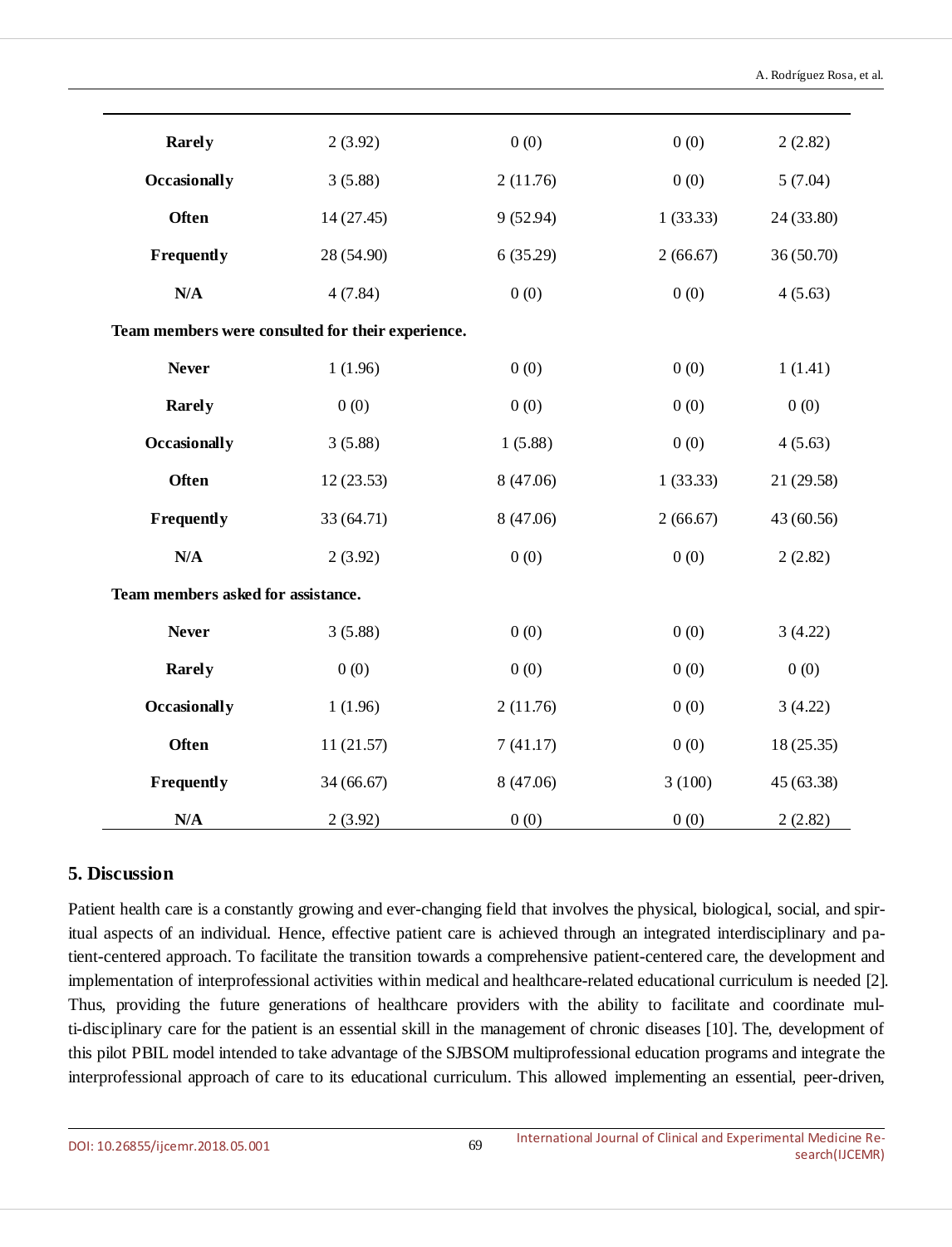| | | | | |
|---|---|---|---|---|
| **Rarely** | 2 (3.92) | 0 (0) | 0 (0) | 2 (2.82) |
| **Occasionally** | 3 (5.88) | 2 (11.76) | 0 (0) | 5 (7.04) |
| **Often** | 14 (27.45) | 9 (52.94) | 1 (33.33) | 24 (33.80) |
| **Frequently** | 28 (54.90) | 6 (35.29) | 2 (66.67) | 36 (50.70) |
| **N/A** | 4 (7.84) | 0 (0) | 0 (0) | 4 (5.63) |
| **Team members were consulted for their experience.** | | | | |
| **Never** | 1 (1.96) | 0 (0) | 0 (0) | 1 (1.41) |
| **Rarely** | 0 (0) | 0 (0) | 0 (0) | 0 (0) |
| **Occasionally** | 3 (5.88) | 1 (5.88) | 0 (0) | 4 (5.63) |
| **Often** | 12 (23.53) | 8 (47.06) | 1 (33.33) | 21 (29.58) |
| **Frequently** | 33 (64.71) | 8 (47.06) | 2 (66.67) | 43 (60.56) |
| **N/A** | 2 (3.92) | 0 (0) | 0 (0) | 2 (2.82) |
| **Team members asked for assistance.** | | | | |
| **Never** | 3 (5.88) | 0 (0) | 0 (0) | 3 (4.22) |
| **Rarely** | 0 (0) | 0 (0) | 0 (0) | 0 (0) |
| **Occasionally** | 1 (1.96) | 2 (11.76) | 0 (0) | 3 (4.22) |
| **Often** | 11 (21.57) | 7 (41.17) | 0 (0) | 18 (25.35) |
| **Frequently** | 34 (66.67) | 8 (47.06) | 3 (100) | 45 (63.38) |
| **N/A** | 2 (3.92) | 0 (0) | 0 (0) | 2 (2.82) |

## 5. Discussion

Patient health care is a constantly growing and ever-changing field that involves the physical, biological, social, and spiritual aspects of an individual. Hence, effective patient care is achieved through an integrated interdisciplinary and patient-centered approach. To facilitate the transition towards a comprehensive patient-centered care, the development and implementation of interprofessional activities within medical and healthcare-related educational curriculum is needed [2]. Thus, providing the future generations of healthcare providers with the ability to facilitate and coordinate multi-disciplinary care for the patient is an essential skill in the management of chronic diseases [10]. The, development of this pilot PBIL model intended to take advantage of the SJBSOM multiprofessional education programs and integrate the interprofessional approach of care to its educational curriculum. This allowed implementing an essential, peer-driven,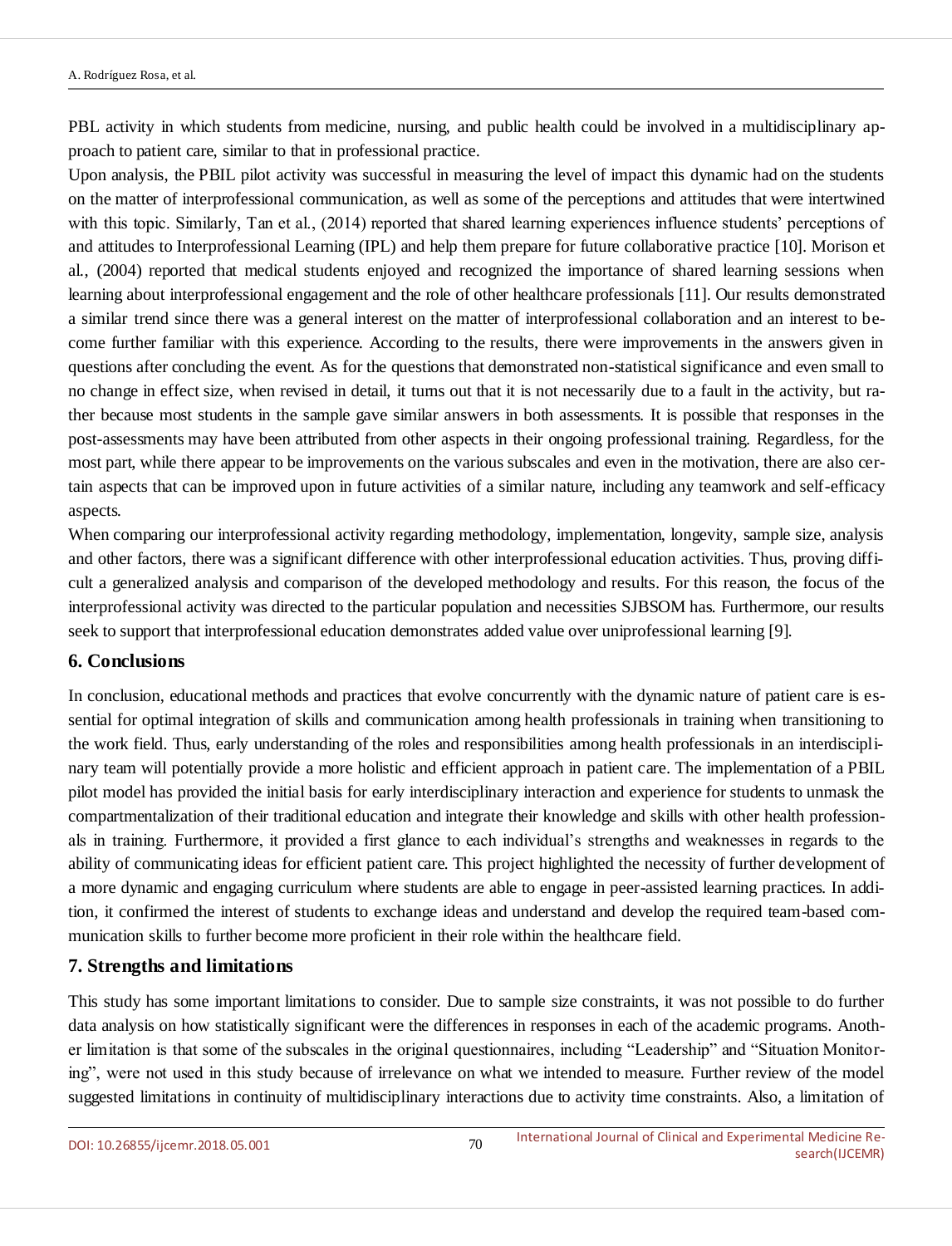PBL activity in which students from medicine, nursing, and public health could be involved in a multidisciplinary approach to patient care, similar to that in professional practice.

Upon analysis, the PBIL pilot activity was successful in measuring the level of impact this dynamic had on the students on the matter of interprofessional communication, as well as some of the perceptions and attitudes that were intertwined with this topic. Similarly, Tan et al., (2014) reported that shared learning experiences influence students' perceptions of and attitudes to Interprofessional Learning (IPL) and help them prepare for future collaborative practice [10]. Morison et al., (2004) reported that medical students enjoyed and recognized the importance of shared learning sessions when learning about interprofessional engagement and the role of other healthcare professionals [11]. Our results demonstrated a similar trend since there was a general interest on the matter of interprofessional collaboration and an interest to become further familiar with this experience. According to the results, there were improvements in the answers given in questions after concluding the event. As for the questions that demonstrated non-statistical significance and even small to no change in effect size, when revised in detail, it turns out that it is not necessarily due to a fault in the activity, but rather because most students in the sample gave similar answers in both assessments. It is possible that responses in the post-assessments may have been attributed from other aspects in their ongoing professional training. Regardless, for the most part, while there appear to be improvements on the various subscales and even in the motivation, there are also certain aspects that can be improved upon in future activities of a similar nature, including any teamwork and self-efficacy aspects.

When comparing our interprofessional activity regarding methodology, implementation, longevity, sample size, analysis and other factors, there was a significant difference with other interprofessional education activities. Thus, proving difficult a generalized analysis and comparison of the developed methodology and results. For this reason, the focus of the interprofessional activity was directed to the particular population and necessities SJBSOM has. Furthermore, our results seek to support that interprofessional education demonstrates added value over uniprofessional learning [9].

## 6. Conclusions

In conclusion, educational methods and practices that evolve concurrently with the dynamic nature of patient care is essential for optimal integration of skills and communication among health professionals in training when transitioning to the work field. Thus, early understanding of the roles and responsibilities among health professionals in an interdisciplinary team will potentially provide a more holistic and efficient approach in patient care. The implementation of a PBIL pilot model has provided the initial basis for early interdisciplinary interaction and experience for students to unmask the compartmentalization of their traditional education and integrate their knowledge and skills with other health professionals in training. Furthermore, it provided a first glance to each individual's strengths and weaknesses in regards to the ability of communicating ideas for efficient patient care. This project highlighted the necessity of further development of a more dynamic and engaging curriculum where students are able to engage in peer-assisted learning practices. In addition, it confirmed the interest of students to exchange ideas and understand and develop the required team-based communication skills to further become more proficient in their role within the healthcare field.

## 7. Strengths and limitations

This study has some important limitations to consider. Due to sample size constraints, it was not possible to do further data analysis on how statistically significant were the differences in responses in each of the academic programs. Another limitation is that some of the subscales in the original questionnaires, including "Leadership" and "Situation Monitoring", were not used in this study because of irrelevance on what we intended to measure. Further review of the model suggested limitations in continuity of multidisciplinary interactions due to activity time constraints. Also, a limitation of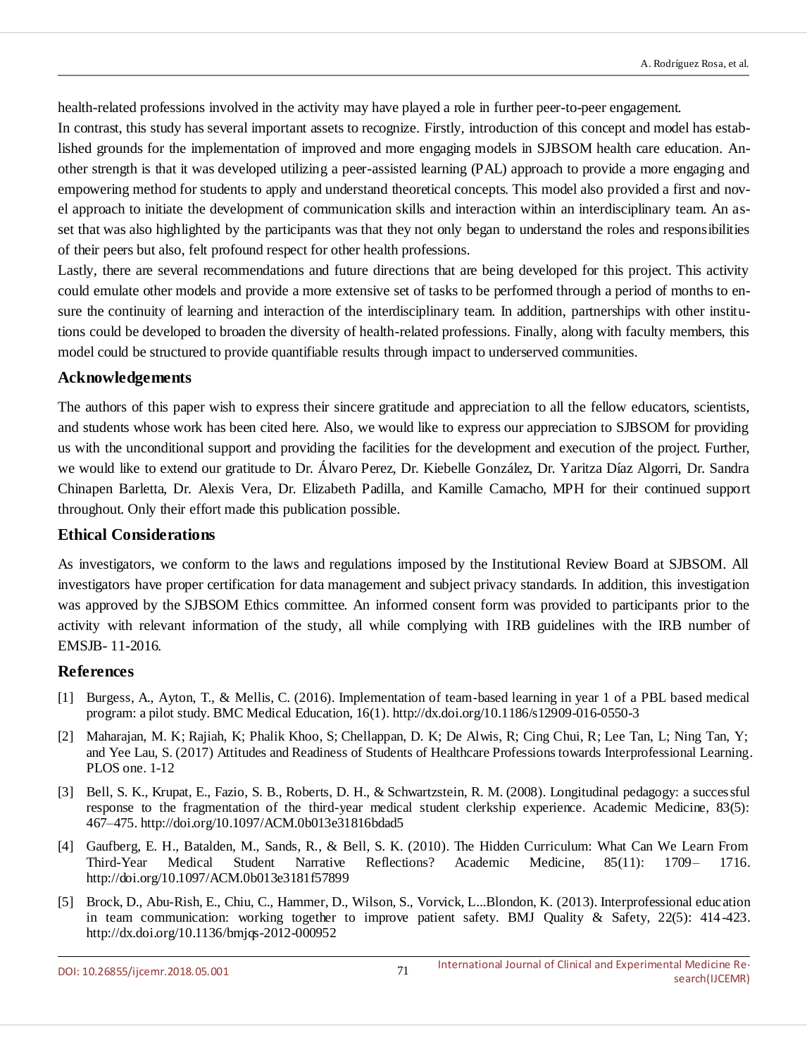health-related professions involved in the activity may have played a role in further peer-to-peer engagement.

In contrast, this study has several important assets to recognize. Firstly, introduction of this concept and model has established grounds for the implementation of improved and more engaging models in SJBSOM health care education. Another strength is that it was developed utilizing a peer-assisted learning (PAL) approach to provide a more engaging and empowering method for students to apply and understand theoretical concepts. This model also provided a first and novel approach to initiate the development of communication skills and interaction within an interdisciplinary team. An asset that was also highlighted by the participants was that they not only began to understand the roles and responsibilities of their peers but also, felt profound respect for other health professions.

Lastly, there are several recommendations and future directions that are being developed for this project. This activity could emulate other models and provide a more extensive set of tasks to be performed through a period of months to ensure the continuity of learning and interaction of the interdisciplinary team. In addition, partnerships with other institutions could be developed to broaden the diversity of health-related professions. Finally, along with faculty members, this model could be structured to provide quantifiable results through impact to underserved communities.

## Acknowledgements

The authors of this paper wish to express their sincere gratitude and appreciation to all the fellow educators, scientists, and students whose work has been cited here. Also, we would like to express our appreciation to SJBSOM for providing us with the unconditional support and providing the facilities for the development and execution of the project. Further, we would like to extend our gratitude to Dr. Álvaro Perez, Dr. Kiebelle González, Dr. Yaritza Díaz Algorri, Dr. Sandra Chinapen Barletta, Dr. Alexis Vera, Dr. Elizabeth Padilla, and Kamille Camacho, MPH for their continued support throughout. Only their effort made this publication possible.

## Ethical Considerations

As investigators, we conform to the laws and regulations imposed by the Institutional Review Board at SJBSOM. All investigators have proper certification for data management and subject privacy standards. In addition, this investigation was approved by the SJBSOM Ethics committee. An informed consent form was provided to participants prior to the activity with relevant information of the study, all while complying with IRB guidelines with the IRB number of EMSJB- 11-2016.

## References

[1] Burgess, A., Ayton, T., & Mellis, C. (2016). Implementation of team-based learning in year 1 of a PBL based medical program: a pilot study. BMC Medical Education, 16(1). http://dx.doi.org/10.1186/s12909-016-0550-3

[2] Maharajan, M. K; Rajiah, K; Phalik Khoo, S; Chellappan, D. K; De Alwis, R; Cing Chui, R; Lee Tan, L; Ning Tan, Y; and Yee Lau, S. (2017) Attitudes and Readiness of Students of Healthcare Professions towards Interprofessional Learning. PLOS one. 1-12

[3] Bell, S. K., Krupat, E., Fazio, S. B., Roberts, D. H., & Schwartzstein, R. M. (2008). Longitudinal pedagogy: a successful response to the fragmentation of the third-year medical student clerkship experience. Academic Medicine, 83(5): 467–475. http://doi.org/10.1097/ACM.0b013e31816bdad5

[4] Gaufberg, E. H., Batalden, M., Sands, R., & Bell, S. K. (2010). The Hidden Curriculum: What Can We Learn From Third-Year Medical Student Narrative Reflections? Academic Medicine, 85(11): 1709– 1716. http://doi.org/10.1097/ACM.0b013e3181f57899

[5] Brock, D., Abu-Rish, E., Chiu, C., Hammer, D., Wilson, S., Vorvick, L...Blondon, K. (2013). Interprofessional education in team communication: working together to improve patient safety. BMJ Quality & Safety, 22(5): 414-423. http://dx.doi.org/10.1136/bmjqs-2012-000952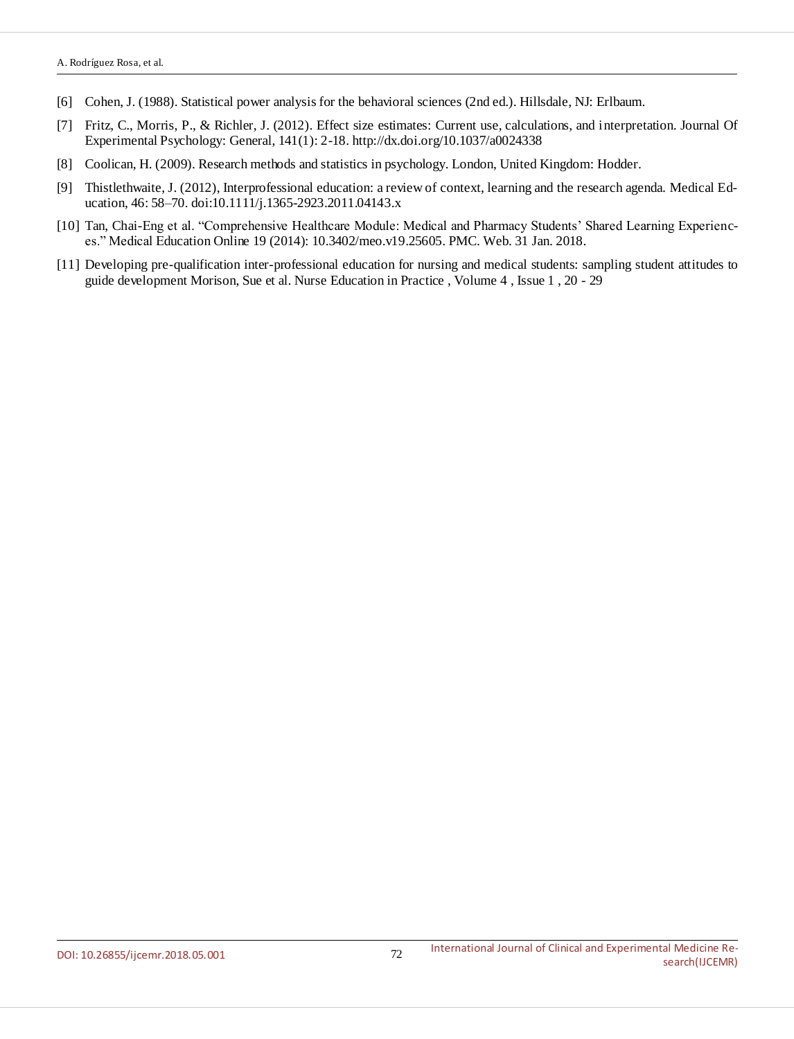[6] Cohen, J. (1988). Statistical power analysis for the behavioral sciences (2nd ed.). Hillsdale, NJ: Erlbaum.

[7] Fritz, C., Morris, P., & Richler, J. (2012). Effect size estimates: Current use, calculations, and interpretation. Journal Of Experimental Psychology: General, 141(1): 2-18. http://dx.doi.org/10.1037/a0024338

[8] Coolican, H. (2009). Research methods and statistics in psychology. London, United Kingdom: Hodder.

[9] Thistlethwaite, J. (2012), Interprofessional education: a review of context, learning and the research agenda. Medical Education, 46: 58–70. doi:10.1111/j.1365-2923.2011.04143.x

[10] Tan, Chai-Eng et al. "Comprehensive Healthcare Module: Medical and Pharmacy Students' Shared Learning Experiences." Medical Education Online 19 (2014): 10.3402/meo.v19.25605. PMC. Web. 31 Jan. 2018.

[11] Developing pre-qualification inter-professional education for nursing and medical students: sampling student attitudes to guide development Morison, Sue et al. Nurse Education in Practice , Volume 4 , Issue 1 , 20 - 29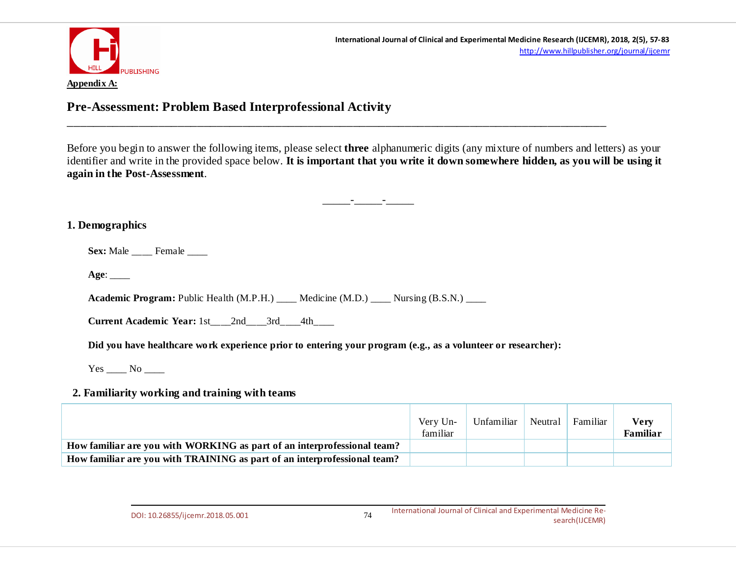**Appendix A:**

## Pre-Assessment: Problem Based Interprofessional Activity

Before you begin to answer the following items, please select **three** alphanumeric digits (any mixture of numbers and letters) as your identifier and write in the provided space below. **It is important that you write it down somewhere hidden, as you will be using it again in the Post-Assessment**.

_____-_____-_____

### 1. Demographics

**Sex:** Male ____ Female ____

**Age**: ____

**Academic Program:** Public Health (M.P.H.) ____ Medicine (M.D.) ____ Nursing (B.S.N.) ____

**Current Academic Year:** 1st____2nd____3rd____4th____

**Did you have healthcare work experience prior to entering your program (e.g., as a volunteer or researcher):**

Yes ____ No ____

### 2. Familiarity working and training with teams

| | Very Un-familiar | Unfamiliar | Neutral | Familiar | **Very Familiar** |
|---|---|---|---|---|---|
| **How familiar are you with WORKING as part of an interprofessional team?** | | | | | |
| **How familiar are you with TRAINING as part of an interprofessional team?** | | | | | |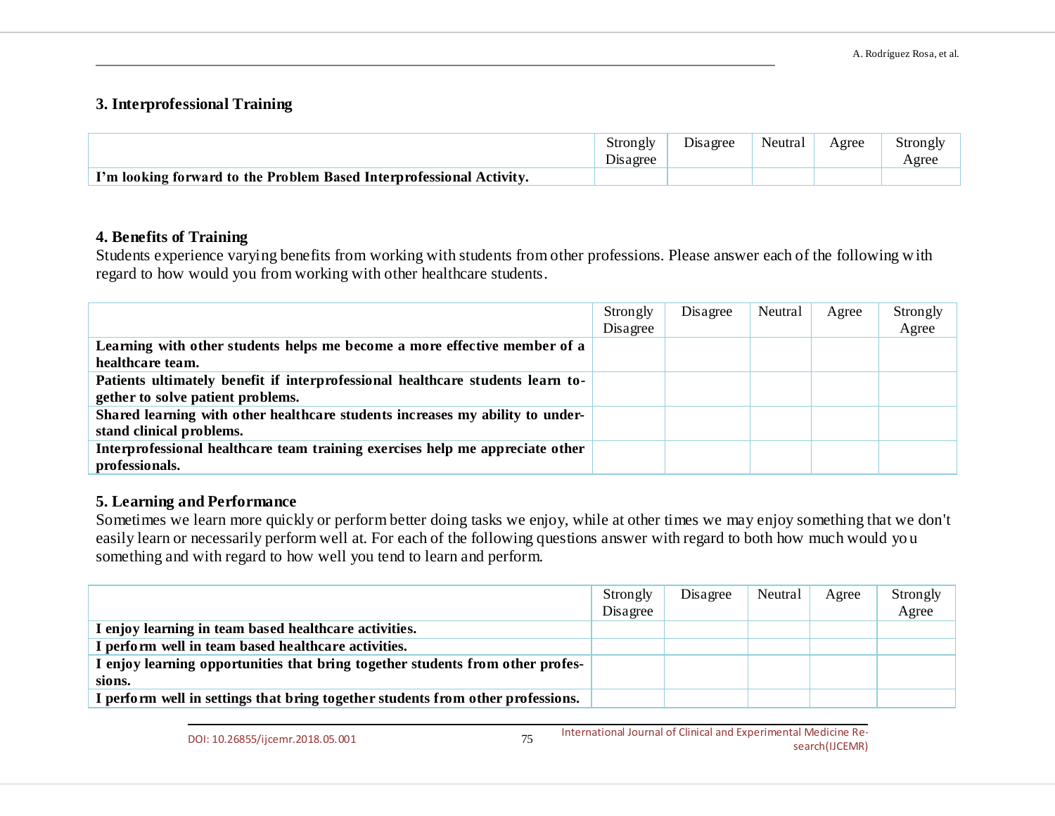### 3. Interprofessional Training

| | Strongly Disagree | Disagree | Neutral | Agree | Strongly Agree |
|---|---|---|---|---|---|
| **I'm looking forward to the Problem Based Interprofessional Activity.** | | | | | |

### 4. Benefits of Training

Students experience varying benefits from working with students from other professions. Please answer each of the following with regard to how would you from working with other healthcare students.

| | Strongly Disagree | Disagree | Neutral | Agree | Strongly Agree |
|---|---|---|---|---|---|
| **Learning with other students helps me become a more effective member of a healthcare team.** | | | | | |
| **Patients ultimately benefit if interprofessional healthcare students learn together to solve patient problems.** | | | | | |
| **Shared learning with other healthcare students increases my ability to understand clinical problems.** | | | | | |
| **Interprofessional healthcare team training exercises help me appreciate other professionals.** | | | | | |

### 5. Learning and Performance

Sometimes we learn more quickly or perform better doing tasks we enjoy, while at other times we may enjoy something that we don't easily learn or necessarily perform well at. For each of the following questions answer with regard to both how much would you something and with regard to how well you tend to learn and perform.

| | Strongly Disagree | Disagree | Neutral | Agree | Strongly Agree |
|---|---|---|---|---|---|
| **I enjoy learning in team based healthcare activities.** | | | | | |
| **I perform well in team based healthcare activities.** | | | | | |
| **I enjoy learning opportunities that bring together students from other professions.** | | | | | |
| **I perform well in settings that bring together students from other professions.** | | | | | |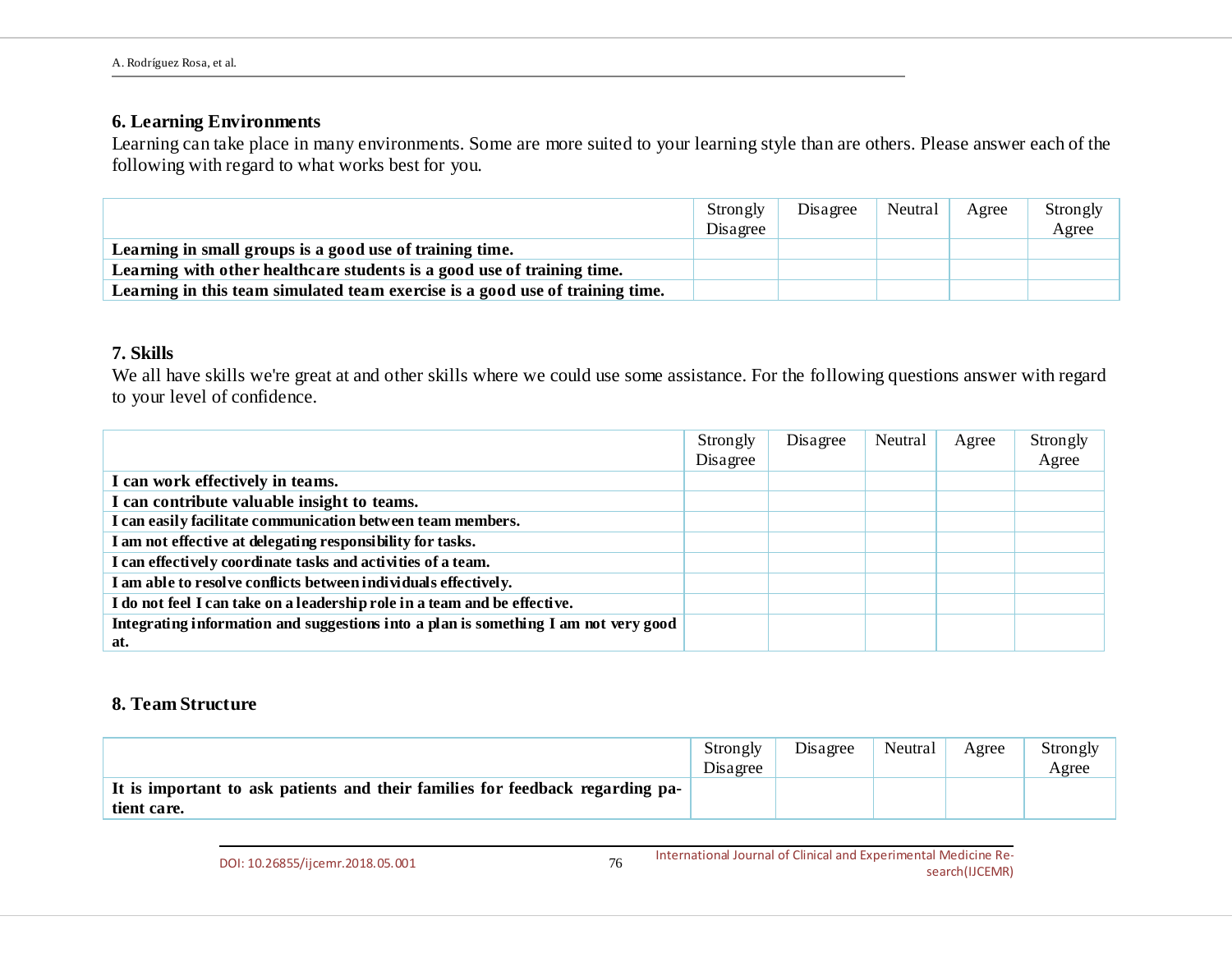### 6. Learning Environments

Learning can take place in many environments. Some are more suited to your learning style than are others. Please answer each of the following with regard to what works best for you.

| | Strongly Disagree | Disagree | Neutral | Agree | Strongly Agree |
|---|---|---|---|---|---|
| **Learning in small groups is a good use of training time.** | | | | | |
| **Learning with other healthcare students is a good use of training time.** | | | | | |
| **Learning in this team simulated team exercise is a good use of training time.** | | | | | |

### 7. Skills

We all have skills we're great at and other skills where we could use some assistance. For the following questions answer with regard to your level of confidence.

| | Strongly Disagree | Disagree | Neutral | Agree | Strongly Agree |
|---|---|---|---|---|---|
| **I can work effectively in teams.** | | | | | |
| **I can contribute valuable insight to teams.** | | | | | |
| **I can easily facilitate communication between team members.** | | | | | |
| **I am not effective at delegating responsibility for tasks.** | | | | | |
| **I can effectively coordinate tasks and activities of a team.** | | | | | |
| **I am able to resolve conflicts between individuals effectively.** | | | | | |
| **I do not feel I can take on a leadership role in a team and be effective.** | | | | | |
| **Integrating information and suggestions into a plan is something I am not very good at.** | | | | | |

### 8. Team Structure

| | Strongly Disagree | Disagree | Neutral | Agree | Strongly Agree |
|---|---|---|---|---|---|
| **It is important to ask patients and their families for feedback regarding patient care.** | | | | | |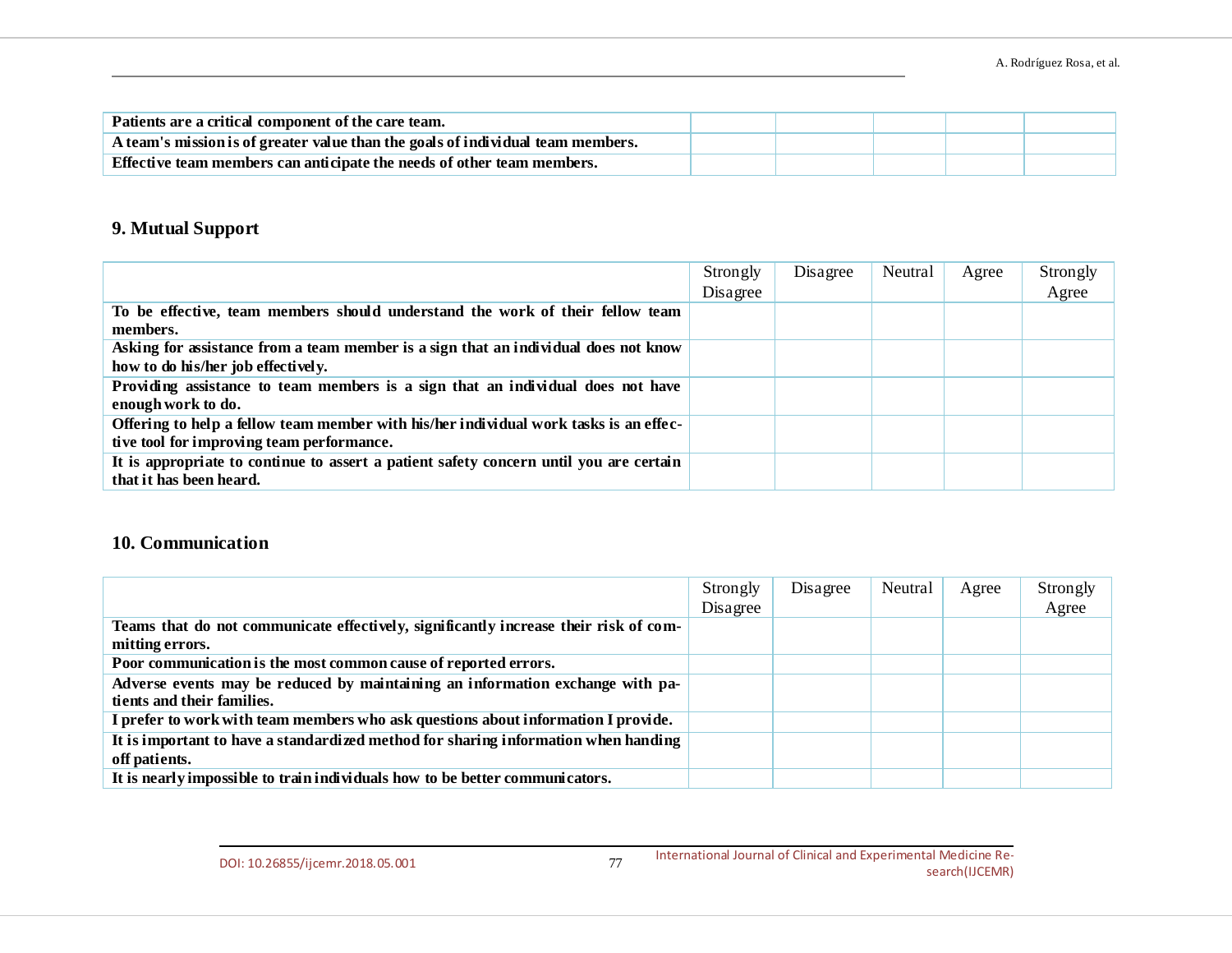| | | | | | |
|---|---|---|---|---|---|
| **Patients are a critical component of the care team.** | | | | | |
| **A team's mission is of greater value than the goals of individual team members.** | | | | | |
| **Effective team members can anticipate the needs of other team members.** | | | | | |

## 9. Mutual Support

| | Strongly Disagree | Disagree | Neutral | Agree | Strongly Agree |
|---|---|---|---|---|---|
| **To be effective, team members should understand the work of their fellow team members.** | | | | | |
| **Asking for assistance from a team member is a sign that an individual does not know how to do his/her job effectively.** | | | | | |
| **Providing assistance to team members is a sign that an individual does not have enough work to do.** | | | | | |
| **Offering to help a fellow team member with his/her individual work tasks is an effective tool for improving team performance.** | | | | | |
| **It is appropriate to continue to assert a patient safety concern until you are certain that it has been heard.** | | | | | |

## 10. Communication

| | Strongly Disagree | Disagree | Neutral | Agree | Strongly Agree |
|---|---|---|---|---|---|
| **Teams that do not communicate effectively, significantly increase their risk of committing errors.** | | | | | |
| **Poor communication is the most common cause of reported errors.** | | | | | |
| **Adverse events may be reduced by maintaining an information exchange with patients and their families.** | | | | | |
| **I prefer to work with team members who ask questions about information I provide.** | | | | | |
| **It is important to have a standardized method for sharing information when handing off patients.** | | | | | |
| **It is nearly impossible to train individuals how to be better communicators.** | | | | | |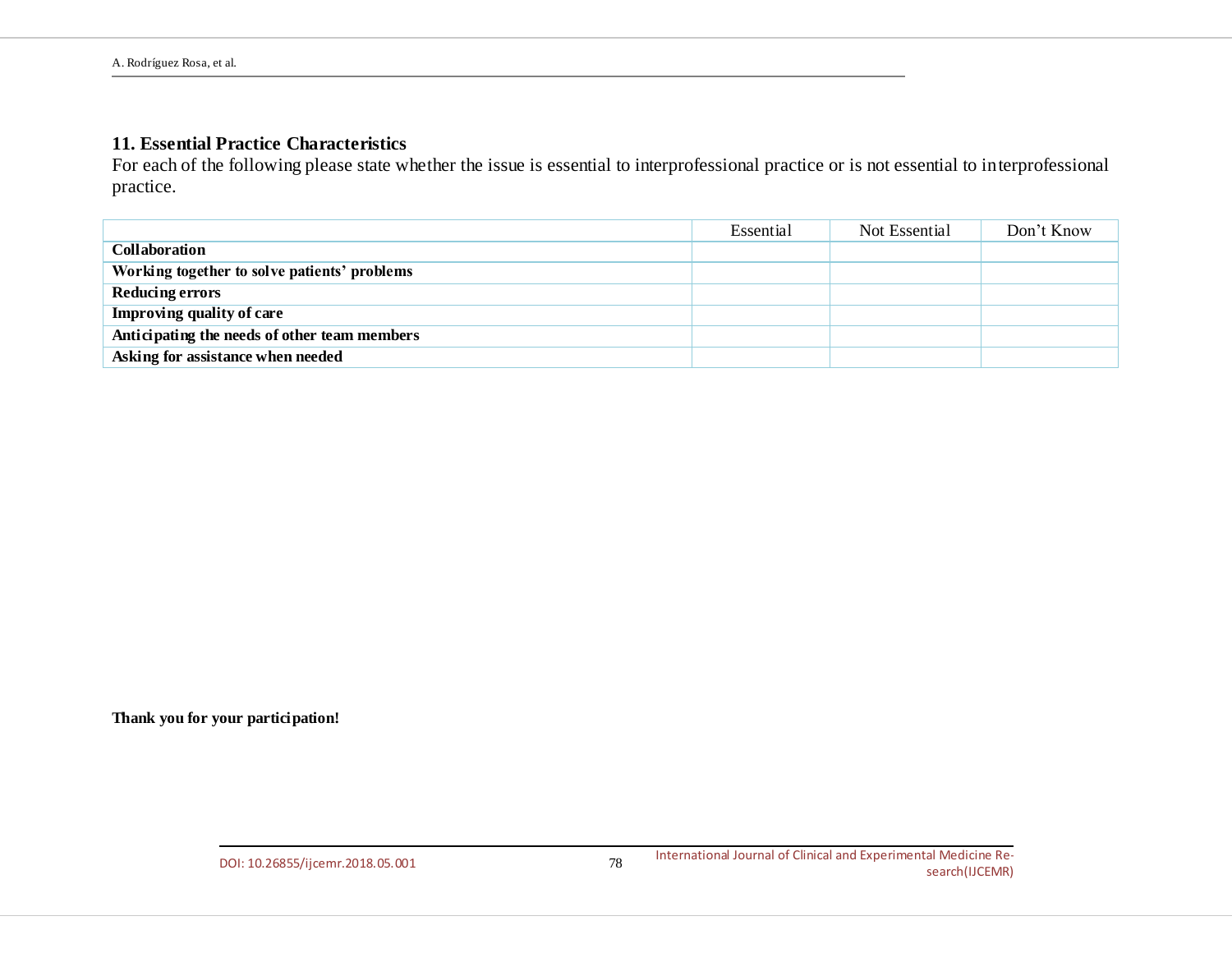### 11. Essential Practice Characteristics

For each of the following please state whether the issue is essential to interprofessional practice or is not essential to interprofessional practice.

| | Essential | Not Essential | Don't Know |
|---|---|---|---|
| **Collaboration** | | | |
| **Working together to solve patients' problems** | | | |
| **Reducing errors** | | | |
| **Improving quality of care** | | | |
| **Anticipating the needs of other team members** | | | |
| **Asking for assistance when needed** | | | |

**Thank you for your participation!**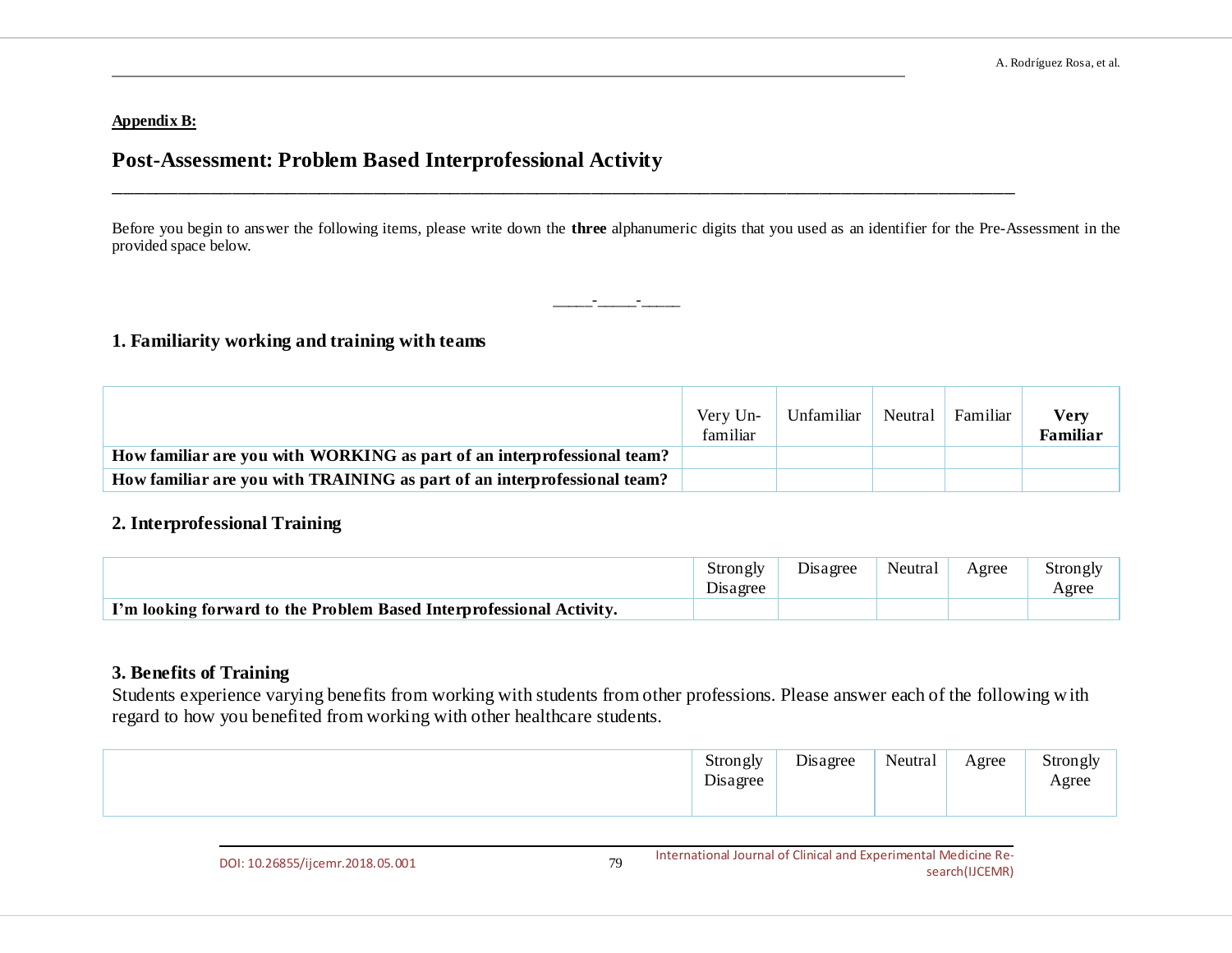**Appendix B:**

# Post-Assessment: Problem Based Interprofessional Activity

Before you begin to answer the following items, please write down the **three** alphanumeric digits that you used as an identifier for the Pre-Assessment in the provided space below.

_____-_____-_____

## 1. Familiarity working and training with teams

| | Very Un-familiar | Unfamiliar | Neutral | Familiar | **Very Familiar** |
|---|---|---|---|---|---|
| **How familiar are you with WORKING as part of an interprofessional team?** | | | | | |
| **How familiar are you with TRAINING as part of an interprofessional team?** | | | | | |

## 2. Interprofessional Training

| | Strongly Disagree | Disagree | Neutral | Agree | Strongly Agree |
|---|---|---|---|---|---|
| **I'm looking forward to the Problem Based Interprofessional Activity.** | | | | | |

## 3. Benefits of Training

Students experience varying benefits from working with students from other professions. Please answer each of the following with regard to how you benefited from working with other healthcare students.

| | Strongly Disagree | Disagree | Neutral | Agree | Strongly Agree |
|---|---|---|---|---|---|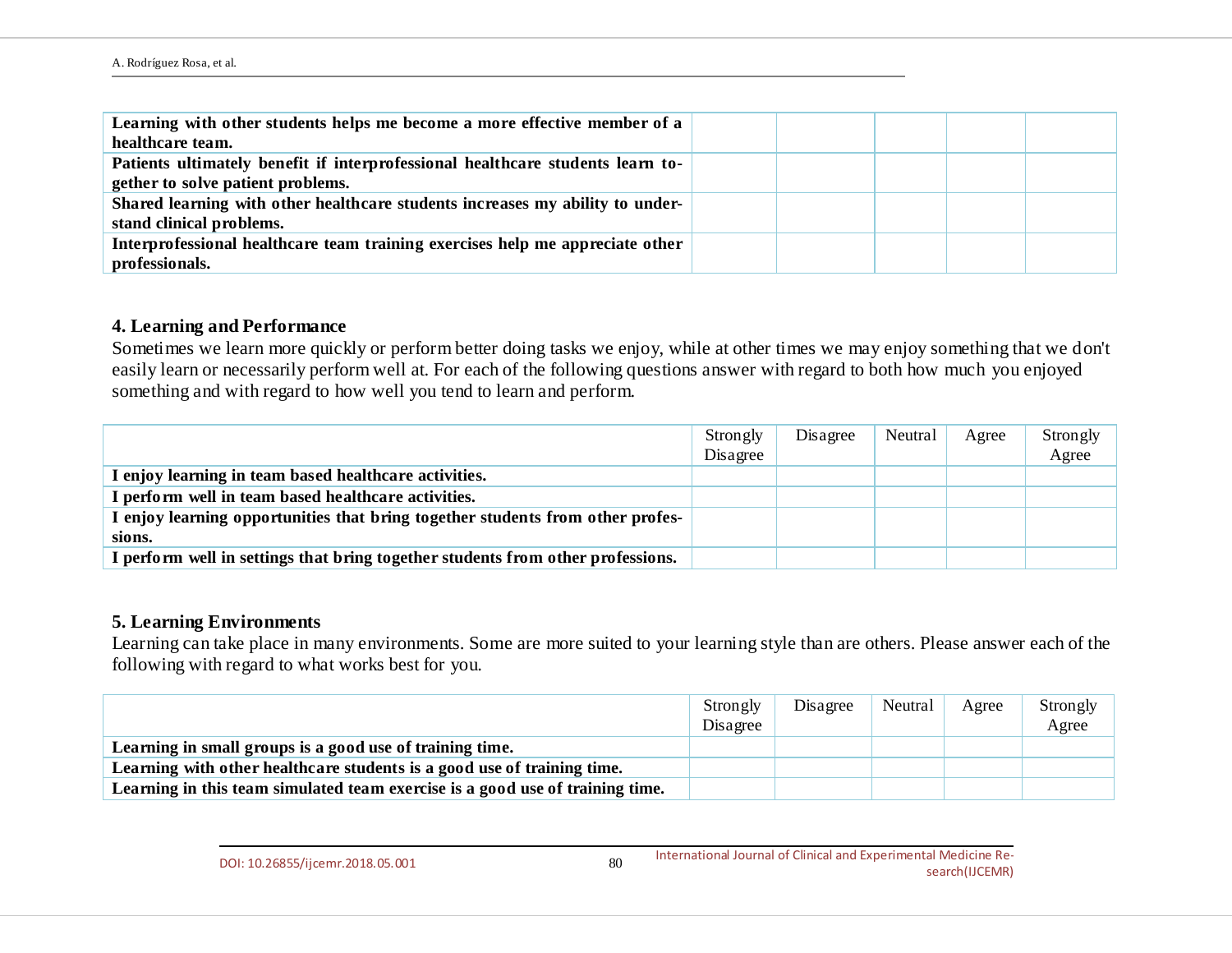| | | | | | |
|---|---|---|---|---|---|
| **Learning with other students helps me become a more effective member of a healthcare team.** | | | | | |
| **Patients ultimately benefit if interprofessional healthcare students learn together to solve patient problems.** | | | | | |
| **Shared learning with other healthcare students increases my ability to understand clinical problems.** | | | | | |
| **Interprofessional healthcare team training exercises help me appreciate other professionals.** | | | | | |

### 4. Learning and Performance

Sometimes we learn more quickly or perform better doing tasks we enjoy, while at other times we may enjoy something that we don't easily learn or necessarily perform well at. For each of the following questions answer with regard to both how much you enjoyed something and with regard to how well you tend to learn and perform.

| | Strongly Disagree | Disagree | Neutral | Agree | Strongly Agree |
|---|---|---|---|---|---|
| **I enjoy learning in team based healthcare activities.** | | | | | |
| **I perform well in team based healthcare activities.** | | | | | |
| **I enjoy learning opportunities that bring together students from other professions.** | | | | | |
| **I perform well in settings that bring together students from other professions.** | | | | | |

### 5. Learning Environments

Learning can take place in many environments. Some are more suited to your learning style than are others. Please answer each of the following with regard to what works best for you.

| | Strongly Disagree | Disagree | Neutral | Agree | Strongly Agree |
|---|---|---|---|---|---|
| **Learning in small groups is a good use of training time.** | | | | | |
| **Learning with other healthcare students is a good use of training time.** | | | | | |
| **Learning in this team simulated team exercise is a good use of training time.** | | | | | |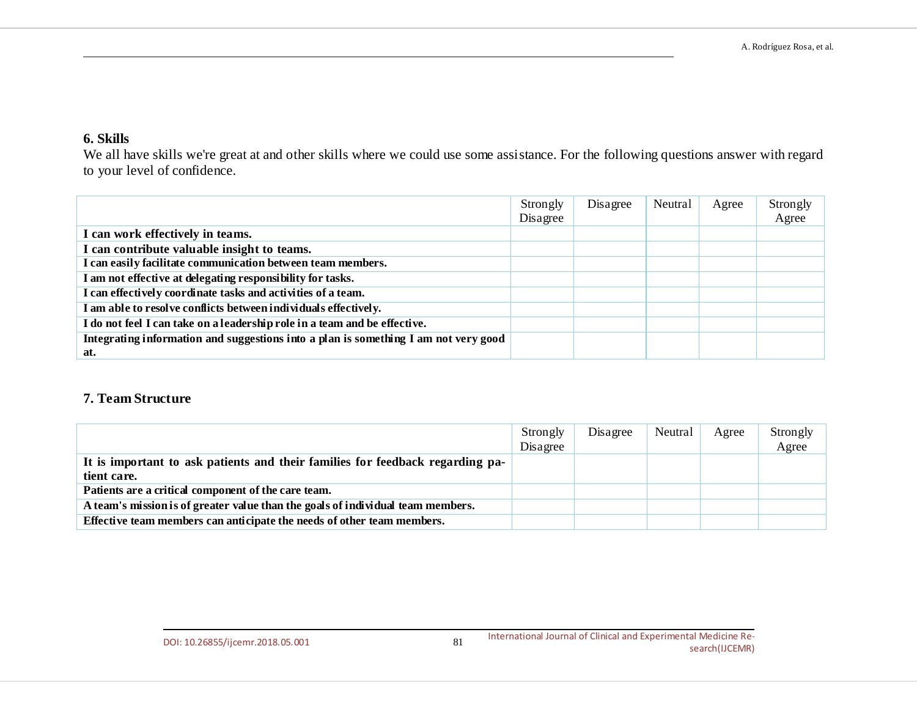### 6. Skills

We all have skills we're great at and other skills where we could use some assistance. For the following questions answer with regard to your level of confidence.

| | Strongly Disagree | Disagree | Neutral | Agree | Strongly Agree |
|---|---|---|---|---|---|
| **I can work effectively in teams.** | | | | | |
| **I can contribute valuable insight to teams.** | | | | | |
| **I can easily facilitate communication between team members.** | | | | | |
| **I am not effective at delegating responsibility for tasks.** | | | | | |
| **I can effectively coordinate tasks and activities of a team.** | | | | | |
| **I am able to resolve conflicts between individuals effectively.** | | | | | |
| **I do not feel I can take on a leadership role in a team and be effective.** | | | | | |
| **Integrating information and suggestions into a plan is something I am not very good at.** | | | | | |

### 7. Team Structure

| | Strongly Disagree | Disagree | Neutral | Agree | Strongly Agree |
|---|---|---|---|---|---|
| **It is important to ask patients and their families for feedback regarding patient care.** | | | | | |
| **Patients are a critical component of the care team.** | | | | | |
| **A team's mission is of greater value than the goals of individual team members.** | | | | | |
| **Effective team members can anticipate the needs of other team members.** | | | | | |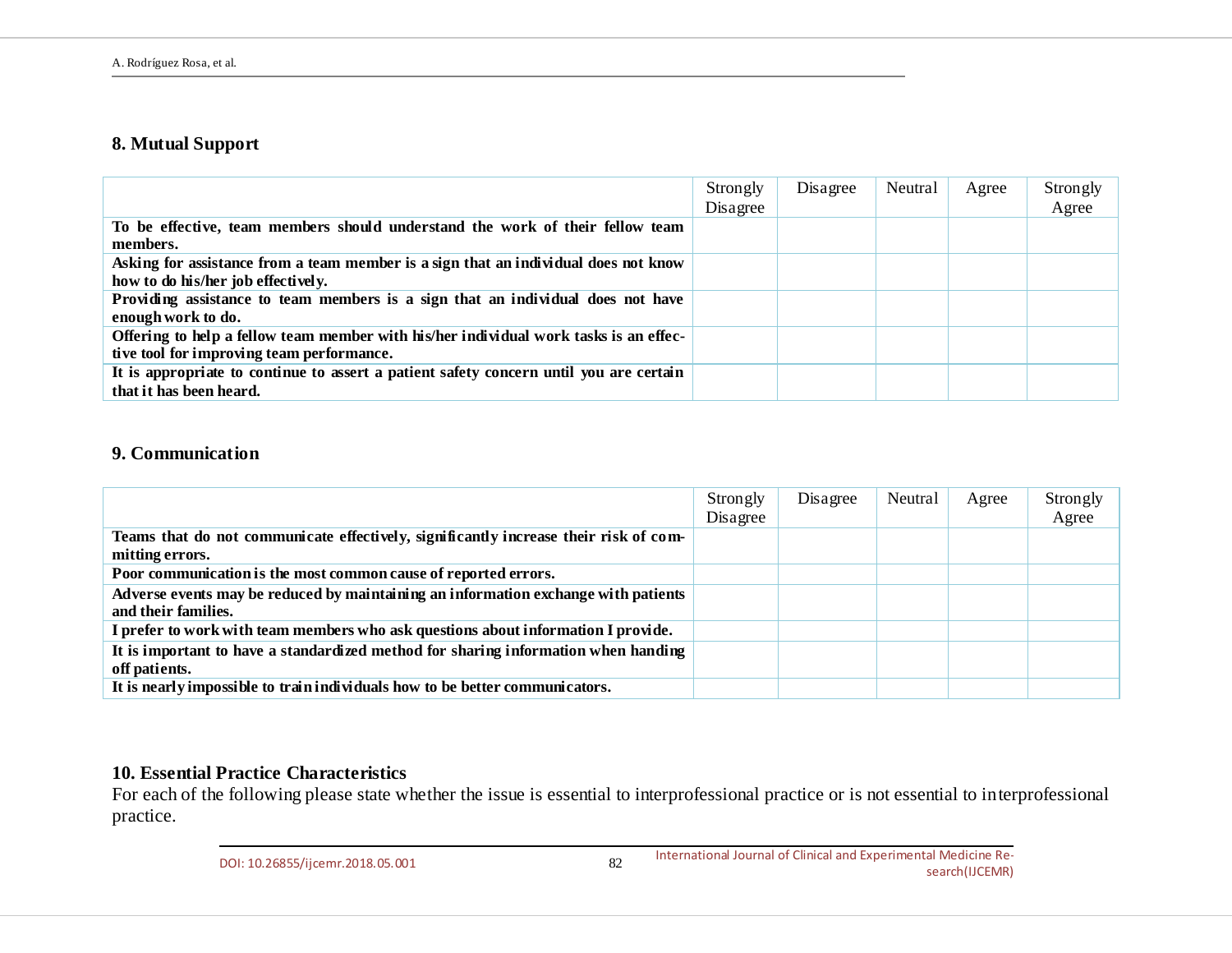### 8. Mutual Support

| | Strongly Disagree | Disagree | Neutral | Agree | Strongly Agree |
|---|---|---|---|---|---|
| **To be effective, team members should understand the work of their fellow team members.** | | | | | |
| **Asking for assistance from a team member is a sign that an individual does not know how to do his/her job effectively.** | | | | | |
| **Providing assistance to team members is a sign that an individual does not have enough work to do.** | | | | | |
| **Offering to help a fellow team member with his/her individual work tasks is an effective tool for improving team performance.** | | | | | |
| **It is appropriate to continue to assert a patient safety concern until you are certain that it has been heard.** | | | | | |

### 9. Communication

| | Strongly Disagree | Disagree | Neutral | Agree | Strongly Agree |
|---|---|---|---|---|---|
| **Teams that do not communicate effectively, significantly increase their risk of committing errors.** | | | | | |
| **Poor communication is the most common cause of reported errors.** | | | | | |
| **Adverse events may be reduced by maintaining an information exchange with patients and their families.** | | | | | |
| **I prefer to work with team members who ask questions about information I provide.** | | | | | |
| **It is important to have a standardized method for sharing information when handing off patients.** | | | | | |
| **It is nearly impossible to train individuals how to be better communicators.** | | | | | |

### 10. Essential Practice Characteristics

For each of the following please state whether the issue is essential to interprofessional practice or is not essential to interprofessional practice.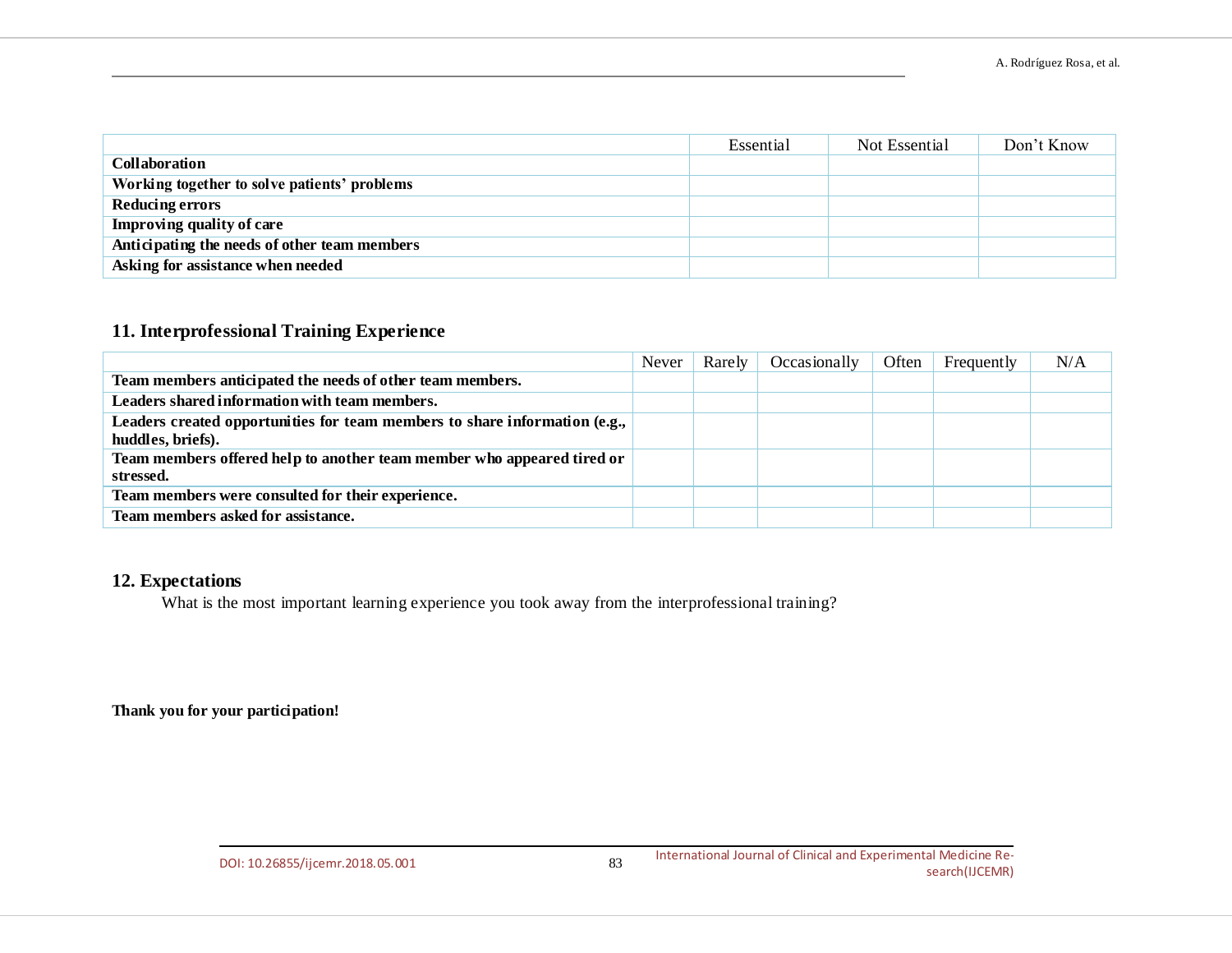| | Essential | Not Essential | Don't Know |
|---|---|---|---|
| **Collaboration** | | | |
| **Working together to solve patients' problems** | | | |
| **Reducing errors** | | | |
| **Improving quality of care** | | | |
| **Anticipating the needs of other team members** | | | |
| **Asking for assistance when needed** | | | |

## 11. Interprofessional Training Experience

| | Never | Rarely | Occasionally | Often | Frequently | N/A |
|---|---|---|---|---|---|---|
| **Team members anticipated the needs of other team members.** | | | | | | |
| **Leaders shared information with team members.** | | | | | | |
| **Leaders created opportunities for team members to share information (e.g., huddles, briefs).** | | | | | | |
| **Team members offered help to another team member who appeared tired or stressed.** | | | | | | |
| **Team members were consulted for their experience.** | | | | | | |
| **Team members asked for assistance.** | | | | | | |

## 12. Expectations

What is the most important learning experience you took away from the interprofessional training?

**Thank you for your participation!**